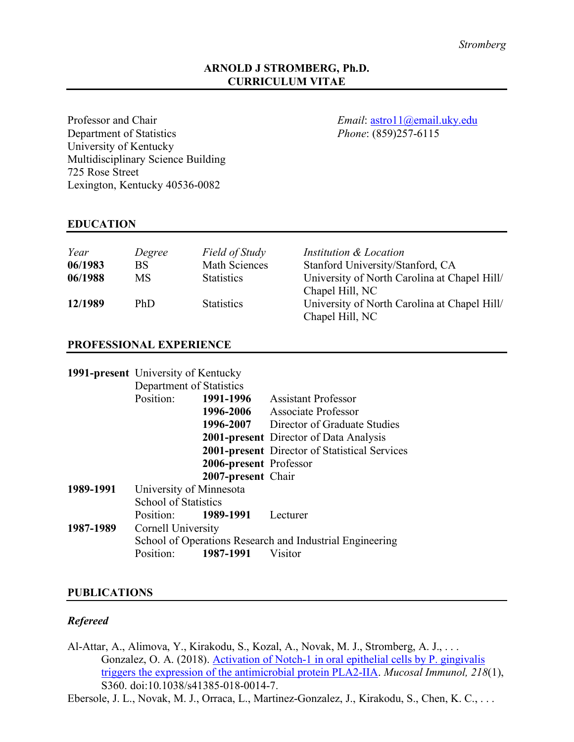# ARNOLD J STROMBERG, Ph.D.
## CURRICULUM VITAE

Professor and Chair
Department of Statistics
University of Kentucky
Multidisciplinary Science Building
725 Rose Street
Lexington, Kentucky 40536-0082

*Email*: astro11@email.uky.edu
*Phone*: (859)257-6115

## EDUCATION

| *Year* | *Degree* | *Field of Study* | *Institution & Location* |
|---|---|---|---|
| **06/1983** | BS | Math Sciences | Stanford University/Stanford, CA |
| **06/1988** | MS | Statistics | University of North Carolina at Chapel Hill/ Chapel Hill, NC |
| **12/1989** | PhD | Statistics | University of North Carolina at Chapel Hill/ Chapel Hill, NC |

## PROFESSIONAL EXPERIENCE

**1991-present** University of Kentucky
Department of Statistics
Position:
- **1991-1996** Assistant Professor
- **1996-2006** Associate Professor
- **1996-2007** Director of Graduate Studies
- **2001-present** Director of Data Analysis
- **2001-present** Director of Statistical Services
- **2006-present** Professor
- **2007-present** Chair

**1989-1991** University of Minnesota
School of Statistics
Position: **1989-1991** Lecturer

**1987-1989** Cornell University
School of Operations Research and Industrial Engineering
Position: **1987-1991** Visitor

## PUBLICATIONS

### *Refereed*

Al-Attar, A., Alimova, Y., Kirakodu, S., Kozal, A., Novak, M. J., Stromberg, A. J., . . . Gonzalez, O. A. (2018). Activation of Notch-1 in oral epithelial cells by P. gingivalis triggers the expression of the antimicrobial protein PLA2-IIA. *Mucosal Immunol, 218*(1), S360. doi:10.1038/s41385-018-0014-7.

Ebersole, J. L., Novak, M. J., Orraca, L., Martinez-Gonzalez, J., Kirakodu, S., Chen, K. C., . . .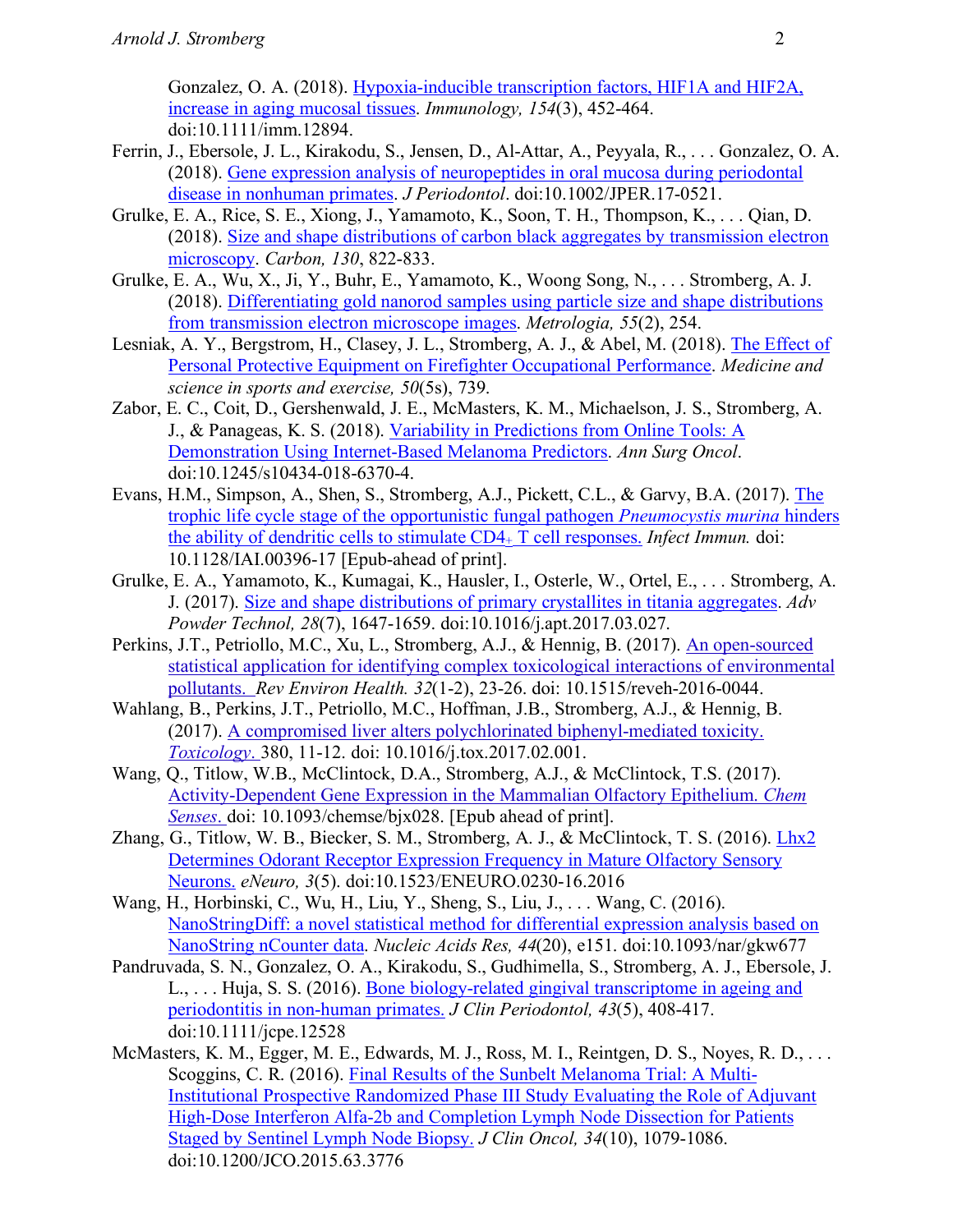Gonzalez, O. A. (2018). [Hypoxia-inducible transcription factors, HIF1A and HIF2A, increase in aging mucosal tissues](). *Immunology, 154*(3), 452-464. doi:10.1111/imm.12894.

Ferrin, J., Ebersole, J. L., Kirakodu, S., Jensen, D., Al-Attar, A., Peyyala, R., . . . Gonzalez, O. A. (2018). [Gene expression analysis of neuropeptides in oral mucosa during periodontal disease in nonhuman primates](). *J Periodontol*. doi:10.1002/JPER.17-0521.

Grulke, E. A., Rice, S. E., Xiong, J., Yamamoto, K., Soon, T. H., Thompson, K., . . . Qian, D. (2018). [Size and shape distributions of carbon black aggregates by transmission electron microscopy](). *Carbon, 130*, 822-833.

Grulke, E. A., Wu, X., Ji, Y., Buhr, E., Yamamoto, K., Woong Song, N., . . . Stromberg, A. J. (2018). [Differentiating gold nanorod samples using particle size and shape distributions from transmission electron microscope images](). *Metrologia, 55*(2), 254.

Lesniak, A. Y., Bergstrom, H., Clasey, J. L., Stromberg, A. J., & Abel, M. (2018). [The Effect of Personal Protective Equipment on Firefighter Occupational Performance](). *Medicine and science in sports and exercise, 50*(5s), 739.

Zabor, E. C., Coit, D., Gershenwald, J. E., McMasters, K. M., Michaelson, J. S., Stromberg, A. J., & Panageas, K. S. (2018). [Variability in Predictions from Online Tools: A Demonstration Using Internet-Based Melanoma Predictors](). *Ann Surg Oncol*. doi:10.1245/s10434-018-6370-4.

Evans, H.M., Simpson, A., Shen, S., Stromberg, A.J., Pickett, C.L., & Garvy, B.A. (2017). [The trophic life cycle stage of the opportunistic fungal pathogen *Pneumocystis murina* hinders the ability of dendritic cells to stimulate CD4+ T cell responses.]() *Infect Immun.* doi: 10.1128/IAI.00396-17 [Epub-ahead of print].

Grulke, E. A., Yamamoto, K., Kumagai, K., Hausler, I., Osterle, W., Ortel, E., . . . Stromberg, A. J. (2017). [Size and shape distributions of primary crystallites in titania aggregates](). *Adv Powder Technol, 28*(7), 1647-1659. doi:10.1016/j.apt.2017.03.027.

Perkins, J.T., Petriollo, M.C., Xu, L., Stromberg, A.J., & Hennig, B. (2017). [An open-sourced statistical application for identifying complex toxicological interactions of environmental pollutants.]() *Rev Environ Health. 32*(1-2), 23-26. doi: 10.1515/reveh-2016-0044.

Wahlang, B., Perkins, J.T., Petriollo, M.C., Hoffman, J.B., Stromberg, A.J., & Hennig, B. (2017). [A compromised liver alters polychlorinated biphenyl-mediated toxicity. *Toxicology*.]() 380, 11-12. doi: 10.1016/j.tox.2017.02.001.

Wang, Q., Titlow, W.B., McClintock, D.A., Stromberg, A.J., & McClintock, T.S. (2017). [Activity-Dependent Gene Expression in the Mammalian Olfactory Epithelium. *Chem Senses*.]() doi: 10.1093/chemse/bjx028. [Epub ahead of print].

Zhang, G., Titlow, W. B., Biecker, S. M., Stromberg, A. J., & McClintock, T. S. (2016). [Lhx2 Determines Odorant Receptor Expression Frequency in Mature Olfactory Sensory Neurons.]() *eNeuro, 3*(5). doi:10.1523/ENEURO.0230-16.2016

Wang, H., Horbinski, C., Wu, H., Liu, Y., Sheng, S., Liu, J., . . . Wang, C. (2016). [NanoStringDiff: a novel statistical method for differential expression analysis based on NanoString nCounter data](). *Nucleic Acids Res, 44*(20), e151. doi:10.1093/nar/gkw677

Pandruvada, S. N., Gonzalez, O. A., Kirakodu, S., Gudhimella, S., Stromberg, A. J., Ebersole, J. L., . . . Huja, S. S. (2016). [Bone biology-related gingival transcriptome in ageing and periodontitis in non-human primates.]() *J Clin Periodontol, 43*(5), 408-417. doi:10.1111/jcpe.12528

McMasters, K. M., Egger, M. E., Edwards, M. J., Ross, M. I., Reintgen, D. S., Noyes, R. D., . . . Scoggins, C. R. (2016). [Final Results of the Sunbelt Melanoma Trial: A Multi-Institutional Prospective Randomized Phase III Study Evaluating the Role of Adjuvant High-Dose Interferon Alfa-2b and Completion Lymph Node Dissection for Patients Staged by Sentinel Lymph Node Biopsy.]() *J Clin Oncol, 34*(10), 1079-1086. doi:10.1200/JCO.2015.63.3776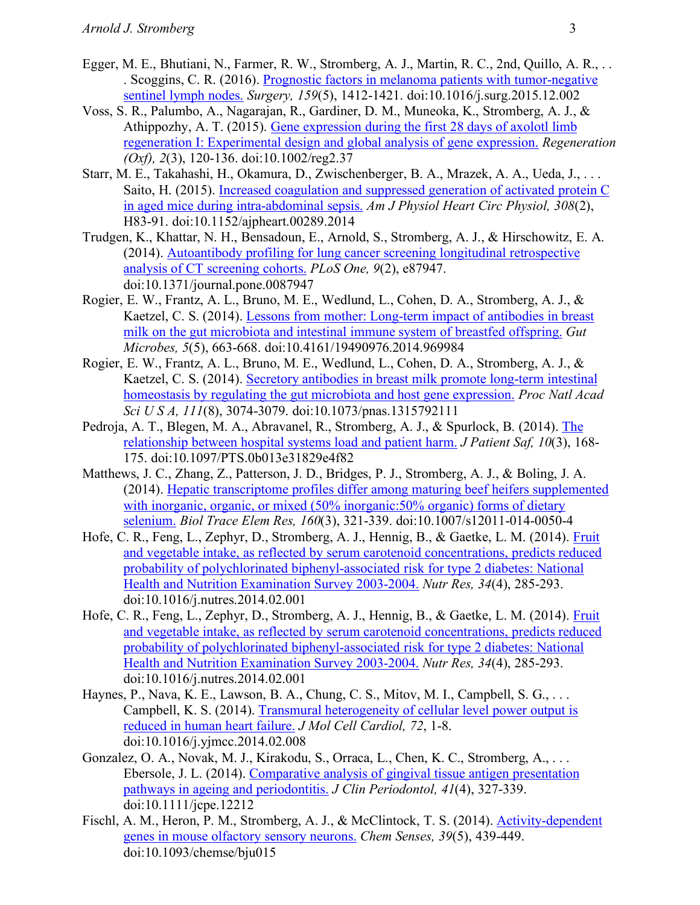Egger, M. E., Bhutiani, N., Farmer, R. W., Stromberg, A. J., Martin, R. C., 2nd, Quillo, A. R., . . . Scoggins, C. R. (2016). Prognostic factors in melanoma patients with tumor-negative sentinel lymph nodes. *Surgery, 159*(5), 1412-1421. doi:10.1016/j.surg.2015.12.002

Voss, S. R., Palumbo, A., Nagarajan, R., Gardiner, D. M., Muneoka, K., Stromberg, A. J., & Athippozhy, A. T. (2015). Gene expression during the first 28 days of axolotl limb regeneration I: Experimental design and global analysis of gene expression. *Regeneration (Oxf), 2*(3), 120-136. doi:10.1002/reg2.37

Starr, M. E., Takahashi, H., Okamura, D., Zwischenberger, B. A., Mrazek, A. A., Ueda, J., . . . Saito, H. (2015). Increased coagulation and suppressed generation of activated protein C in aged mice during intra-abdominal sepsis. *Am J Physiol Heart Circ Physiol, 308*(2), H83-91. doi:10.1152/ajpheart.00289.2014

Trudgen, K., Khattar, N. H., Bensadoun, E., Arnold, S., Stromberg, A. J., & Hirschowitz, E. A. (2014). Autoantibody profiling for lung cancer screening longitudinal retrospective analysis of CT screening cohorts. *PLoS One, 9*(2), e87947. doi:10.1371/journal.pone.0087947

Rogier, E. W., Frantz, A. L., Bruno, M. E., Wedlund, L., Cohen, D. A., Stromberg, A. J., & Kaetzel, C. S. (2014). Lessons from mother: Long-term impact of antibodies in breast milk on the gut microbiota and intestinal immune system of breastfed offspring. *Gut Microbes, 5*(5), 663-668. doi:10.4161/19490976.2014.969984

Rogier, E. W., Frantz, A. L., Bruno, M. E., Wedlund, L., Cohen, D. A., Stromberg, A. J., & Kaetzel, C. S. (2014). Secretory antibodies in breast milk promote long-term intestinal homeostasis by regulating the gut microbiota and host gene expression. *Proc Natl Acad Sci U S A, 111*(8), 3074-3079. doi:10.1073/pnas.1315792111

Pedroja, A. T., Blegen, M. A., Abravanel, R., Stromberg, A. J., & Spurlock, B. (2014). The relationship between hospital systems load and patient harm. *J Patient Saf, 10*(3), 168-175. doi:10.1097/PTS.0b013e31829e4f82

Matthews, J. C., Zhang, Z., Patterson, J. D., Bridges, P. J., Stromberg, A. J., & Boling, J. A. (2014). Hepatic transcriptome profiles differ among maturing beef heifers supplemented with inorganic, organic, or mixed (50% inorganic:50% organic) forms of dietary selenium. *Biol Trace Elem Res, 160*(3), 321-339. doi:10.1007/s12011-014-0050-4

Hofe, C. R., Feng, L., Zephyr, D., Stromberg, A. J., Hennig, B., & Gaetke, L. M. (2014). Fruit and vegetable intake, as reflected by serum carotenoid concentrations, predicts reduced probability of polychlorinated biphenyl-associated risk for type 2 diabetes: National Health and Nutrition Examination Survey 2003-2004. *Nutr Res, 34*(4), 285-293. doi:10.1016/j.nutres.2014.02.001

Hofe, C. R., Feng, L., Zephyr, D., Stromberg, A. J., Hennig, B., & Gaetke, L. M. (2014). Fruit and vegetable intake, as reflected by serum carotenoid concentrations, predicts reduced probability of polychlorinated biphenyl-associated risk for type 2 diabetes: National Health and Nutrition Examination Survey 2003-2004. *Nutr Res, 34*(4), 285-293. doi:10.1016/j.nutres.2014.02.001

Haynes, P., Nava, K. E., Lawson, B. A., Chung, C. S., Mitov, M. I., Campbell, S. G., . . . Campbell, K. S. (2014). Transmural heterogeneity of cellular level power output is reduced in human heart failure. *J Mol Cell Cardiol, 72*, 1-8. doi:10.1016/j.yjmcc.2014.02.008

Gonzalez, O. A., Novak, M. J., Kirakodu, S., Orraca, L., Chen, K. C., Stromberg, A., . . . Ebersole, J. L. (2014). Comparative analysis of gingival tissue antigen presentation pathways in ageing and periodontitis. *J Clin Periodontol, 41*(4), 327-339. doi:10.1111/jcpe.12212

Fischl, A. M., Heron, P. M., Stromberg, A. J., & McClintock, T. S. (2014). Activity-dependent genes in mouse olfactory sensory neurons. *Chem Senses, 39*(5), 439-449. doi:10.1093/chemse/bju015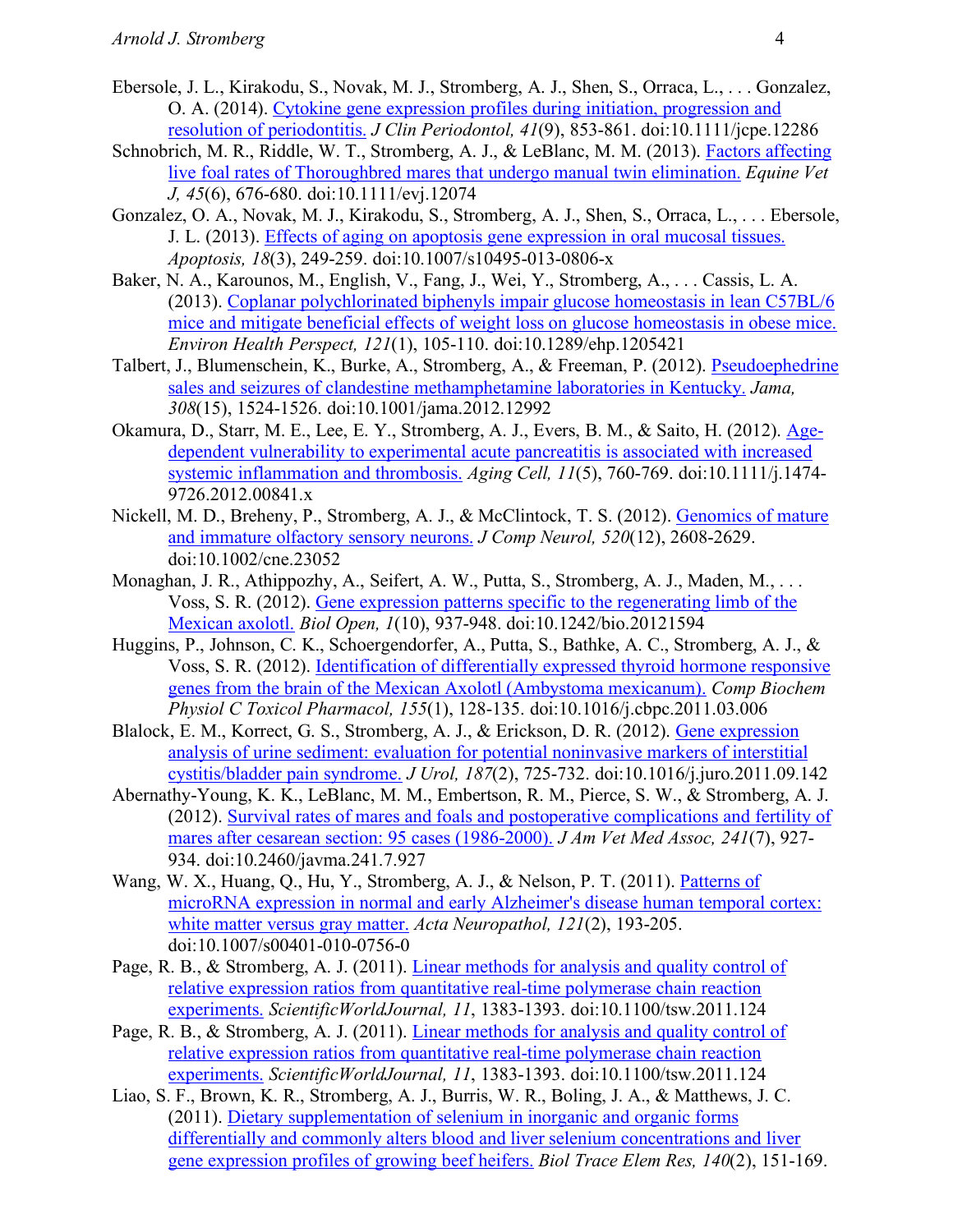Ebersole, J. L., Kirakodu, S., Novak, M. J., Stromberg, A. J., Shen, S., Orraca, L., . . . Gonzalez, O. A. (2014). [Cytokine gene expression profiles during initiation, progression and resolution of periodontitis.]() *J Clin Periodontol, 41*(9), 853-861. doi:10.1111/jcpe.12286

Schnobrich, M. R., Riddle, W. T., Stromberg, A. J., & LeBlanc, M. M. (2013). [Factors affecting live foal rates of Thoroughbred mares that undergo manual twin elimination.]() *Equine Vet J, 45*(6), 676-680. doi:10.1111/evj.12074

Gonzalez, O. A., Novak, M. J., Kirakodu, S., Stromberg, A. J., Shen, S., Orraca, L., . . . Ebersole, J. L. (2013). [Effects of aging on apoptosis gene expression in oral mucosal tissues.]() *Apoptosis, 18*(3), 249-259. doi:10.1007/s10495-013-0806-x

Baker, N. A., Karounos, M., English, V., Fang, J., Wei, Y., Stromberg, A., . . . Cassis, L. A. (2013). [Coplanar polychlorinated biphenyls impair glucose homeostasis in lean C57BL/6 mice and mitigate beneficial effects of weight loss on glucose homeostasis in obese mice.]() *Environ Health Perspect, 121*(1), 105-110. doi:10.1289/ehp.1205421

Talbert, J., Blumenschein, K., Burke, A., Stromberg, A., & Freeman, P. (2012). [Pseudoephedrine sales and seizures of clandestine methamphetamine laboratories in Kentucky.]() *Jama, 308*(15), 1524-1526. doi:10.1001/jama.2012.12992

Okamura, D., Starr, M. E., Lee, E. Y., Stromberg, A. J., Evers, B. M., & Saito, H. (2012). [Age-dependent vulnerability to experimental acute pancreatitis is associated with increased systemic inflammation and thrombosis.]() *Aging Cell, 11*(5), 760-769. doi:10.1111/j.1474-9726.2012.00841.x

Nickell, M. D., Breheny, P., Stromberg, A. J., & McClintock, T. S. (2012). [Genomics of mature and immature olfactory sensory neurons.]() *J Comp Neurol, 520*(12), 2608-2629. doi:10.1002/cne.23052

Monaghan, J. R., Athippozhy, A., Seifert, A. W., Putta, S., Stromberg, A. J., Maden, M., . . . Voss, S. R. (2012). [Gene expression patterns specific to the regenerating limb of the Mexican axolotl.]() *Biol Open, 1*(10), 937-948. doi:10.1242/bio.20121594

Huggins, P., Johnson, C. K., Schoergendorfer, A., Putta, S., Bathke, A. C., Stromberg, A. J., & Voss, S. R. (2012). [Identification of differentially expressed thyroid hormone responsive genes from the brain of the Mexican Axolotl (Ambystoma mexicanum).]() *Comp Biochem Physiol C Toxicol Pharmacol, 155*(1), 128-135. doi:10.1016/j.cbpc.2011.03.006

Blalock, E. M., Korrect, G. S., Stromberg, A. J., & Erickson, D. R. (2012). [Gene expression analysis of urine sediment: evaluation for potential noninvasive markers of interstitial cystitis/bladder pain syndrome.]() *J Urol, 187*(2), 725-732. doi:10.1016/j.juro.2011.09.142

Abernathy-Young, K. K., LeBlanc, M. M., Embertson, R. M., Pierce, S. W., & Stromberg, A. J. (2012). [Survival rates of mares and foals and postoperative complications and fertility of mares after cesarean section: 95 cases (1986-2000).]() *J Am Vet Med Assoc, 241*(7), 927-934. doi:10.2460/javma.241.7.927

Wang, W. X., Huang, Q., Hu, Y., Stromberg, A. J., & Nelson, P. T. (2011). [Patterns of microRNA expression in normal and early Alzheimer's disease human temporal cortex: white matter versus gray matter.]() *Acta Neuropathol, 121*(2), 193-205. doi:10.1007/s00401-010-0756-0

Page, R. B., & Stromberg, A. J. (2011). [Linear methods for analysis and quality control of relative expression ratios from quantitative real-time polymerase chain reaction experiments.]() *ScientificWorldJournal, 11*, 1383-1393. doi:10.1100/tsw.2011.124

Page, R. B., & Stromberg, A. J. (2011). [Linear methods for analysis and quality control of relative expression ratios from quantitative real-time polymerase chain reaction experiments.]() *ScientificWorldJournal, 11*, 1383-1393. doi:10.1100/tsw.2011.124

Liao, S. F., Brown, K. R., Stromberg, A. J., Burris, W. R., Boling, J. A., & Matthews, J. C. (2011). [Dietary supplementation of selenium in inorganic and organic forms differentially and commonly alters blood and liver selenium concentrations and liver gene expression profiles of growing beef heifers.]() *Biol Trace Elem Res, 140*(2), 151-169.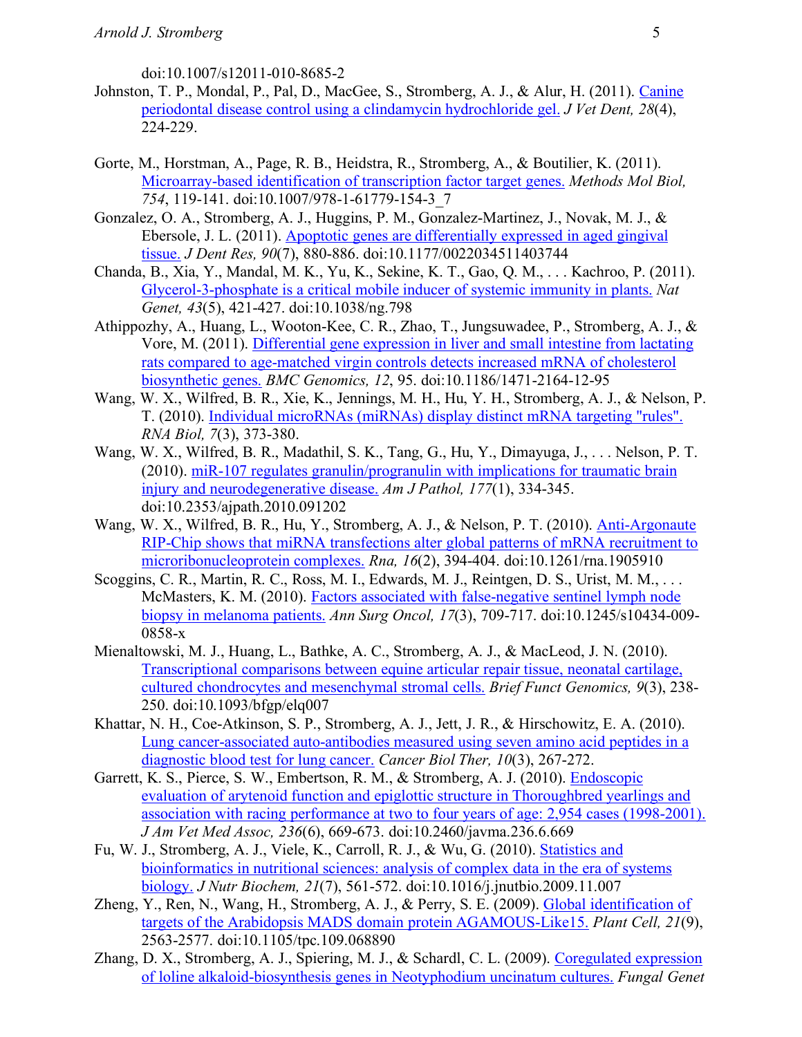doi:10.1007/s12011-010-8685-2

Johnston, T. P., Mondal, P., Pal, D., MacGee, S., Stromberg, A. J., & Alur, H. (2011). Canine periodontal disease control using a clindamycin hydrochloride gel. *J Vet Dent, 28*(4), 224-229.

Gorte, M., Horstman, A., Page, R. B., Heidstra, R., Stromberg, A., & Boutilier, K. (2011). Microarray-based identification of transcription factor target genes. *Methods Mol Biol, 754*, 119-141. doi:10.1007/978-1-61779-154-3_7

Gonzalez, O. A., Stromberg, A. J., Huggins, P. M., Gonzalez-Martinez, J., Novak, M. J., & Ebersole, J. L. (2011). Apoptotic genes are differentially expressed in aged gingival tissue. *J Dent Res, 90*(7), 880-886. doi:10.1177/0022034511403744

Chanda, B., Xia, Y., Mandal, M. K., Yu, K., Sekine, K. T., Gao, Q. M., . . . Kachroo, P. (2011). Glycerol-3-phosphate is a critical mobile inducer of systemic immunity in plants. *Nat Genet, 43*(5), 421-427. doi:10.1038/ng.798

Athippozhy, A., Huang, L., Wooton-Kee, C. R., Zhao, T., Jungsuwadee, P., Stromberg, A. J., & Vore, M. (2011). Differential gene expression in liver and small intestine from lactating rats compared to age-matched virgin controls detects increased mRNA of cholesterol biosynthetic genes. *BMC Genomics, 12*, 95. doi:10.1186/1471-2164-12-95

Wang, W. X., Wilfred, B. R., Xie, K., Jennings, M. H., Hu, Y. H., Stromberg, A. J., & Nelson, P. T. (2010). Individual microRNAs (miRNAs) display distinct mRNA targeting "rules". *RNA Biol, 7*(3), 373-380.

Wang, W. X., Wilfred, B. R., Madathil, S. K., Tang, G., Hu, Y., Dimayuga, J., . . . Nelson, P. T. (2010). miR-107 regulates granulin/progranulin with implications for traumatic brain injury and neurodegenerative disease. *Am J Pathol, 177*(1), 334-345. doi:10.2353/ajpath.2010.091202

Wang, W. X., Wilfred, B. R., Hu, Y., Stromberg, A. J., & Nelson, P. T. (2010). Anti-Argonaute RIP-Chip shows that miRNA transfections alter global patterns of mRNA recruitment to microribonucleoprotein complexes. *Rna, 16*(2), 394-404. doi:10.1261/rna.1905910

Scoggins, C. R., Martin, R. C., Ross, M. I., Edwards, M. J., Reintgen, D. S., Urist, M. M., . . . McMasters, K. M. (2010). Factors associated with false-negative sentinel lymph node biopsy in melanoma patients. *Ann Surg Oncol, 17*(3), 709-717. doi:10.1245/s10434-009-0858-x

Mienaltowski, M. J., Huang, L., Bathke, A. C., Stromberg, A. J., & MacLeod, J. N. (2010). Transcriptional comparisons between equine articular repair tissue, neonatal cartilage, cultured chondrocytes and mesenchymal stromal cells. *Brief Funct Genomics, 9*(3), 238-250. doi:10.1093/bfgp/elq007

Khattar, N. H., Coe-Atkinson, S. P., Stromberg, A. J., Jett, J. R., & Hirschowitz, E. A. (2010). Lung cancer-associated auto-antibodies measured using seven amino acid peptides in a diagnostic blood test for lung cancer. *Cancer Biol Ther, 10*(3), 267-272.

Garrett, K. S., Pierce, S. W., Embertson, R. M., & Stromberg, A. J. (2010). Endoscopic evaluation of arytenoid function and epiglottic structure in Thoroughbred yearlings and association with racing performance at two to four years of age: 2,954 cases (1998-2001). *J Am Vet Med Assoc, 236*(6), 669-673. doi:10.2460/javma.236.6.669

Fu, W. J., Stromberg, A. J., Viele, K., Carroll, R. J., & Wu, G. (2010). Statistics and bioinformatics in nutritional sciences: analysis of complex data in the era of systems biology. *J Nutr Biochem, 21*(7), 561-572. doi:10.1016/j.jnutbio.2009.11.007

Zheng, Y., Ren, N., Wang, H., Stromberg, A. J., & Perry, S. E. (2009). Global identification of targets of the Arabidopsis MADS domain protein AGAMOUS-Like15. *Plant Cell, 21*(9), 2563-2577. doi:10.1105/tpc.109.068890

Zhang, D. X., Stromberg, A. J., Spiering, M. J., & Schardl, C. L. (2009). Coregulated expression of loline alkaloid-biosynthesis genes in Neotyphodium uncinatum cultures. *Fungal Genet*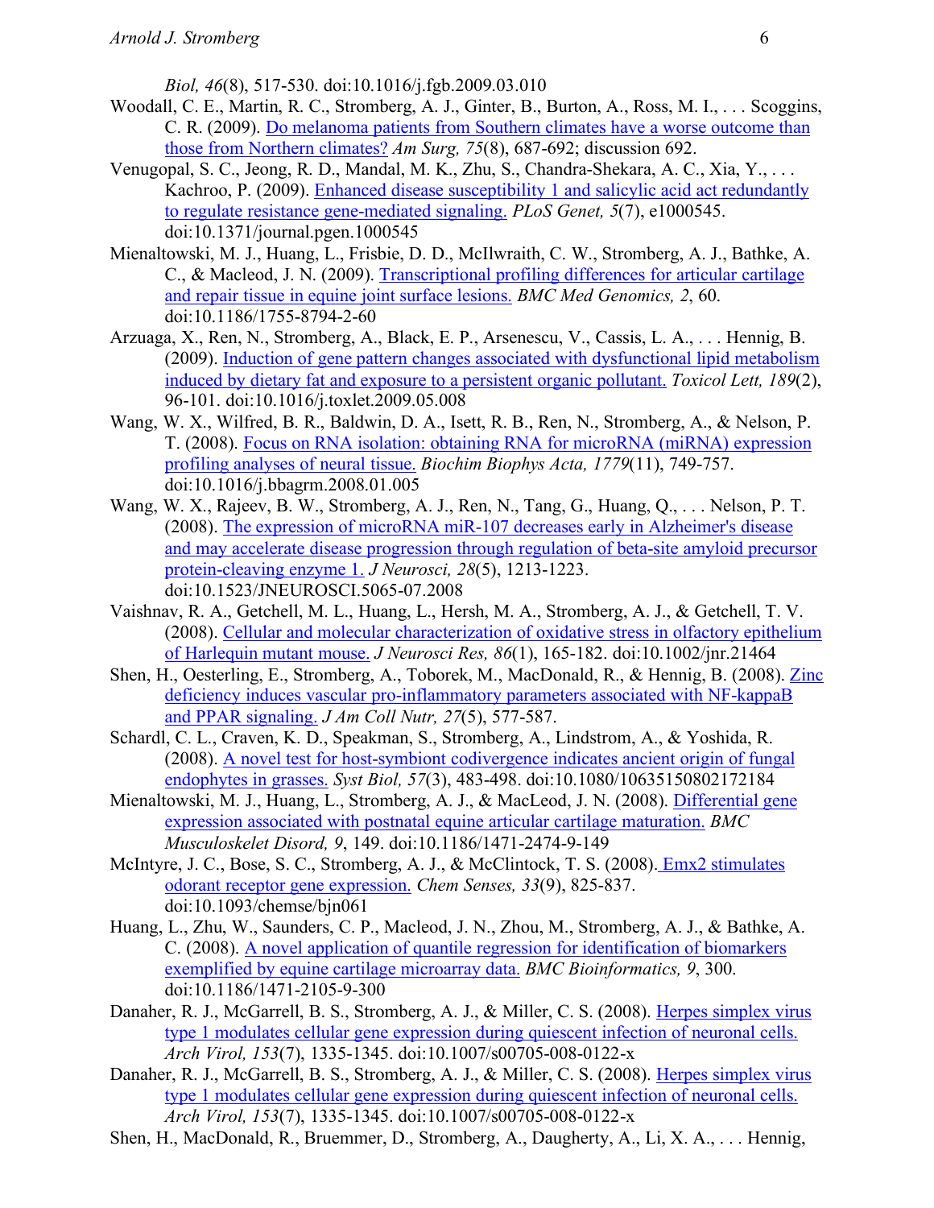*Biol, 46*(8), 517-530. doi:10.1016/j.fgb.2009.03.010

Woodall, C. E., Martin, R. C., Stromberg, A. J., Ginter, B., Burton, A., Ross, M. I., . . . Scoggins, C. R. (2009). Do melanoma patients from Southern climates have a worse outcome than those from Northern climates? *Am Surg, 75*(8), 687-692; discussion 692.

Venugopal, S. C., Jeong, R. D., Mandal, M. K., Zhu, S., Chandra-Shekara, A. C., Xia, Y., . . . Kachroo, P. (2009). Enhanced disease susceptibility 1 and salicylic acid act redundantly to regulate resistance gene-mediated signaling. *PLoS Genet, 5*(7), e1000545. doi:10.1371/journal.pgen.1000545

Mienaltowski, M. J., Huang, L., Frisbie, D. D., McIlwraith, C. W., Stromberg, A. J., Bathke, A. C., & Macleod, J. N. (2009). Transcriptional profiling differences for articular cartilage and repair tissue in equine joint surface lesions. *BMC Med Genomics, 2*, 60. doi:10.1186/1755-8794-2-60

Arzuaga, X., Ren, N., Stromberg, A., Black, E. P., Arsenescu, V., Cassis, L. A., . . . Hennig, B. (2009). Induction of gene pattern changes associated with dysfunctional lipid metabolism induced by dietary fat and exposure to a persistent organic pollutant. *Toxicol Lett, 189*(2), 96-101. doi:10.1016/j.toxlet.2009.05.008

Wang, W. X., Wilfred, B. R., Baldwin, D. A., Isett, R. B., Ren, N., Stromberg, A., & Nelson, P. T. (2008). Focus on RNA isolation: obtaining RNA for microRNA (miRNA) expression profiling analyses of neural tissue. *Biochim Biophys Acta, 1779*(11), 749-757. doi:10.1016/j.bbagrm.2008.01.005

Wang, W. X., Rajeev, B. W., Stromberg, A. J., Ren, N., Tang, G., Huang, Q., . . . Nelson, P. T. (2008). The expression of microRNA miR-107 decreases early in Alzheimer's disease and may accelerate disease progression through regulation of beta-site amyloid precursor protein-cleaving enzyme 1. *J Neurosci, 28*(5), 1213-1223. doi:10.1523/JNEUROSCI.5065-07.2008

Vaishnav, R. A., Getchell, M. L., Huang, L., Hersh, M. A., Stromberg, A. J., & Getchell, T. V. (2008). Cellular and molecular characterization of oxidative stress in olfactory epithelium of Harlequin mutant mouse. *J Neurosci Res, 86*(1), 165-182. doi:10.1002/jnr.21464

Shen, H., Oesterling, E., Stromberg, A., Toborek, M., MacDonald, R., & Hennig, B. (2008). Zinc deficiency induces vascular pro-inflammatory parameters associated with NF-kappaB and PPAR signaling. *J Am Coll Nutr, 27*(5), 577-587.

Schardl, C. L., Craven, K. D., Speakman, S., Stromberg, A., Lindstrom, A., & Yoshida, R. (2008). A novel test for host-symbiont codivergence indicates ancient origin of fungal endophytes in grasses. *Syst Biol, 57*(3), 483-498. doi:10.1080/10635150802172184

Mienaltowski, M. J., Huang, L., Stromberg, A. J., & MacLeod, J. N. (2008). Differential gene expression associated with postnatal equine articular cartilage maturation. *BMC Musculoskelet Disord, 9*, 149. doi:10.1186/1471-2474-9-149

McIntyre, J. C., Bose, S. C., Stromberg, A. J., & McClintock, T. S. (2008). Emx2 stimulates odorant receptor gene expression. *Chem Senses, 33*(9), 825-837. doi:10.1093/chemse/bjn061

Huang, L., Zhu, W., Saunders, C. P., Macleod, J. N., Zhou, M., Stromberg, A. J., & Bathke, A. C. (2008). A novel application of quantile regression for identification of biomarkers exemplified by equine cartilage microarray data. *BMC Bioinformatics, 9*, 300. doi:10.1186/1471-2105-9-300

Danaher, R. J., McGarrell, B. S., Stromberg, A. J., & Miller, C. S. (2008). Herpes simplex virus type 1 modulates cellular gene expression during quiescent infection of neuronal cells. *Arch Virol, 153*(7), 1335-1345. doi:10.1007/s00705-008-0122-x

Danaher, R. J., McGarrell, B. S., Stromberg, A. J., & Miller, C. S. (2008). Herpes simplex virus type 1 modulates cellular gene expression during quiescent infection of neuronal cells. *Arch Virol, 153*(7), 1335-1345. doi:10.1007/s00705-008-0122-x

Shen, H., MacDonald, R., Bruemmer, D., Stromberg, A., Daugherty, A., Li, X. A., . . . Hennig,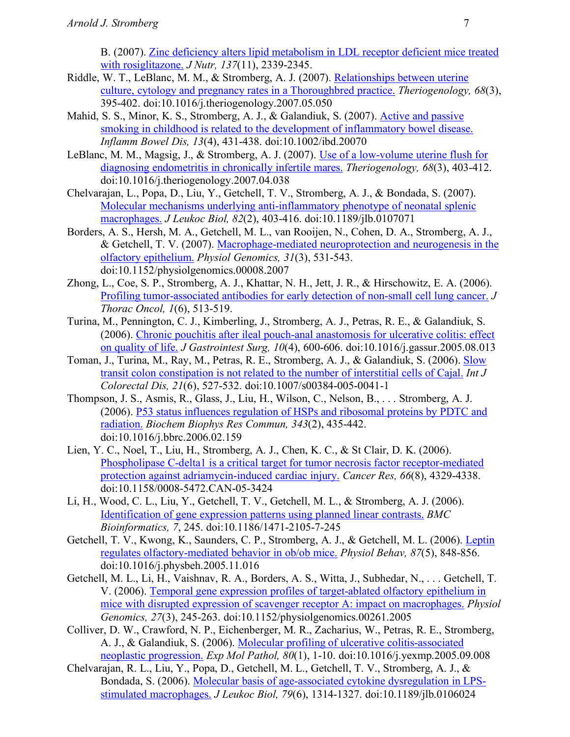B. (2007). Zinc deficiency alters lipid metabolism in LDL receptor deficient mice treated with rosiglitazone. *J Nutr, 137*(11), 2339-2345.

Riddle, W. T., LeBlanc, M. M., & Stromberg, A. J. (2007). Relationships between uterine culture, cytology and pregnancy rates in a Thoroughbred practice. *Theriogenology, 68*(3), 395-402. doi:10.1016/j.theriogenology.2007.05.050

Mahid, S. S., Minor, K. S., Stromberg, A. J., & Galandiuk, S. (2007). Active and passive smoking in childhood is related to the development of inflammatory bowel disease. *Inflamm Bowel Dis, 13*(4), 431-438. doi:10.1002/ibd.20070

LeBlanc, M. M., Magsig, J., & Stromberg, A. J. (2007). Use of a low-volume uterine flush for diagnosing endometritis in chronically infertile mares. *Theriogenology, 68*(3), 403-412. doi:10.1016/j.theriogenology.2007.04.038

Chelvarajan, L., Popa, D., Liu, Y., Getchell, T. V., Stromberg, A. J., & Bondada, S. (2007). Molecular mechanisms underlying anti-inflammatory phenotype of neonatal splenic macrophages. *J Leukoc Biol, 82*(2), 403-416. doi:10.1189/jlb.0107071

Borders, A. S., Hersh, M. A., Getchell, M. L., van Rooijen, N., Cohen, D. A., Stromberg, A. J., & Getchell, T. V. (2007). Macrophage-mediated neuroprotection and neurogenesis in the olfactory epithelium. *Physiol Genomics, 31*(3), 531-543. doi:10.1152/physiolgenomics.00008.2007

Zhong, L., Coe, S. P., Stromberg, A. J., Khattar, N. H., Jett, J. R., & Hirschowitz, E. A. (2006). Profiling tumor-associated antibodies for early detection of non-small cell lung cancer. *J Thorac Oncol, 1*(6), 513-519.

Turina, M., Pennington, C. J., Kimberling, J., Stromberg, A. J., Petras, R. E., & Galandiuk, S. (2006). Chronic pouchitis after ileal pouch-anal anastomosis for ulcerative colitis: effect on quality of life. *J Gastrointest Surg, 10*(4), 600-606. doi:10.1016/j.gassur.2005.08.013

Toman, J., Turina, M., Ray, M., Petras, R. E., Stromberg, A. J., & Galandiuk, S. (2006). Slow transit colon constipation is not related to the number of interstitial cells of Cajal. *Int J Colorectal Dis, 21*(6), 527-532. doi:10.1007/s00384-005-0041-1

Thompson, J. S., Asmis, R., Glass, J., Liu, H., Wilson, C., Nelson, B., . . . Stromberg, A. J. (2006). P53 status influences regulation of HSPs and ribosomal proteins by PDTC and radiation. *Biochem Biophys Res Commun, 343*(2), 435-442. doi:10.1016/j.bbrc.2006.02.159

Lien, Y. C., Noel, T., Liu, H., Stromberg, A. J., Chen, K. C., & St Clair, D. K. (2006). Phospholipase C-delta1 is a critical target for tumor necrosis factor receptor-mediated protection against adriamycin-induced cardiac injury. *Cancer Res, 66*(8), 4329-4338. doi:10.1158/0008-5472.CAN-05-3424

Li, H., Wood, C. L., Liu, Y., Getchell, T. V., Getchell, M. L., & Stromberg, A. J. (2006). Identification of gene expression patterns using planned linear contrasts. *BMC Bioinformatics, 7*, 245. doi:10.1186/1471-2105-7-245

Getchell, T. V., Kwong, K., Saunders, C. P., Stromberg, A. J., & Getchell, M. L. (2006). Leptin regulates olfactory-mediated behavior in ob/ob mice. *Physiol Behav, 87*(5), 848-856. doi:10.1016/j.physbeh.2005.11.016

Getchell, M. L., Li, H., Vaishnav, R. A., Borders, A. S., Witta, J., Subhedar, N., . . . Getchell, T. V. (2006). Temporal gene expression profiles of target-ablated olfactory epithelium in mice with disrupted expression of scavenger receptor A: impact on macrophages. *Physiol Genomics, 27*(3), 245-263. doi:10.1152/physiolgenomics.00261.2005

Colliver, D. W., Crawford, N. P., Eichenberger, M. R., Zacharius, W., Petras, R. E., Stromberg, A. J., & Galandiuk, S. (2006). Molecular profiling of ulcerative colitis-associated neoplastic progression. *Exp Mol Pathol, 80*(1), 1-10. doi:10.1016/j.yexmp.2005.09.008

Chelvarajan, R. L., Liu, Y., Popa, D., Getchell, M. L., Getchell, T. V., Stromberg, A. J., & Bondada, S. (2006). Molecular basis of age-associated cytokine dysregulation in LPS-stimulated macrophages. *J Leukoc Biol, 79*(6), 1314-1327. doi:10.1189/jlb.0106024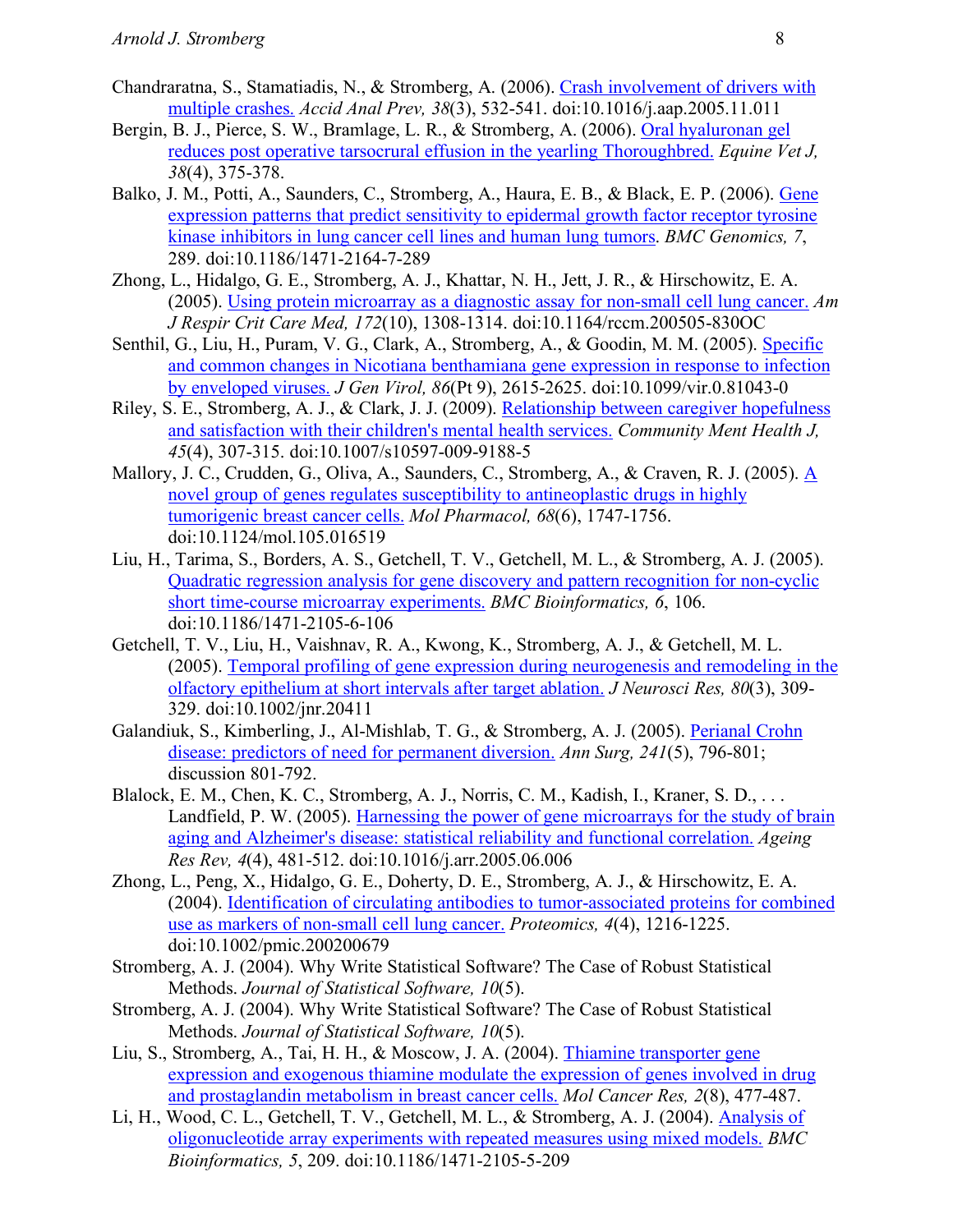Chandraratna, S., Stamatiadis, N., & Stromberg, A. (2006). Crash involvement of drivers with multiple crashes. *Accid Anal Prev, 38*(3), 532-541. doi:10.1016/j.aap.2005.11.011

Bergin, B. J., Pierce, S. W., Bramlage, L. R., & Stromberg, A. (2006). Oral hyaluronan gel reduces post operative tarsocrural effusion in the yearling Thoroughbred. *Equine Vet J, 38*(4), 375-378.

Balko, J. M., Potti, A., Saunders, C., Stromberg, A., Haura, E. B., & Black, E. P. (2006). Gene expression patterns that predict sensitivity to epidermal growth factor receptor tyrosine kinase inhibitors in lung cancer cell lines and human lung tumors. *BMC Genomics, 7*, 289. doi:10.1186/1471-2164-7-289

Zhong, L., Hidalgo, G. E., Stromberg, A. J., Khattar, N. H., Jett, J. R., & Hirschowitz, E. A. (2005). Using protein microarray as a diagnostic assay for non-small cell lung cancer. *Am J Respir Crit Care Med, 172*(10), 1308-1314. doi:10.1164/rccm.200505-830OC

Senthil, G., Liu, H., Puram, V. G., Clark, A., Stromberg, A., & Goodin, M. M. (2005). Specific and common changes in Nicotiana benthamiana gene expression in response to infection by enveloped viruses. *J Gen Virol, 86*(Pt 9), 2615-2625. doi:10.1099/vir.0.81043-0

Riley, S. E., Stromberg, A. J., & Clark, J. J. (2009). Relationship between caregiver hopefulness and satisfaction with their children's mental health services. *Community Ment Health J, 45*(4), 307-315. doi:10.1007/s10597-009-9188-5

Mallory, J. C., Crudden, G., Oliva, A., Saunders, C., Stromberg, A., & Craven, R. J. (2005). A novel group of genes regulates susceptibility to antineoplastic drugs in highly tumorigenic breast cancer cells. *Mol Pharmacol, 68*(6), 1747-1756. doi:10.1124/mol.105.016519

Liu, H., Tarima, S., Borders, A. S., Getchell, T. V., Getchell, M. L., & Stromberg, A. J. (2005). Quadratic regression analysis for gene discovery and pattern recognition for non-cyclic short time-course microarray experiments. *BMC Bioinformatics, 6*, 106. doi:10.1186/1471-2105-6-106

Getchell, T. V., Liu, H., Vaishnav, R. A., Kwong, K., Stromberg, A. J., & Getchell, M. L. (2005). Temporal profiling of gene expression during neurogenesis and remodeling in the olfactory epithelium at short intervals after target ablation. *J Neurosci Res, 80*(3), 309-329. doi:10.1002/jnr.20411

Galandiuk, S., Kimberling, J., Al-Mishlab, T. G., & Stromberg, A. J. (2005). Perianal Crohn disease: predictors of need for permanent diversion. *Ann Surg, 241*(5), 796-801; discussion 801-792.

Blalock, E. M., Chen, K. C., Stromberg, A. J., Norris, C. M., Kadish, I., Kraner, S. D., . . . Landfield, P. W. (2005). Harnessing the power of gene microarrays for the study of brain aging and Alzheimer's disease: statistical reliability and functional correlation. *Ageing Res Rev, 4*(4), 481-512. doi:10.1016/j.arr.2005.06.006

Zhong, L., Peng, X., Hidalgo, G. E., Doherty, D. E., Stromberg, A. J., & Hirschowitz, E. A. (2004). Identification of circulating antibodies to tumor-associated proteins for combined use as markers of non-small cell lung cancer. *Proteomics, 4*(4), 1216-1225. doi:10.1002/pmic.200200679

Stromberg, A. J. (2004). Why Write Statistical Software? The Case of Robust Statistical Methods. *Journal of Statistical Software, 10*(5).

Stromberg, A. J. (2004). Why Write Statistical Software? The Case of Robust Statistical Methods. *Journal of Statistical Software, 10*(5).

Liu, S., Stromberg, A., Tai, H. H., & Moscow, J. A. (2004). Thiamine transporter gene expression and exogenous thiamine modulate the expression of genes involved in drug and prostaglandin metabolism in breast cancer cells. *Mol Cancer Res, 2*(8), 477-487.

Li, H., Wood, C. L., Getchell, T. V., Getchell, M. L., & Stromberg, A. J. (2004). Analysis of oligonucleotide array experiments with repeated measures using mixed models. *BMC Bioinformatics, 5*, 209. doi:10.1186/1471-2105-5-209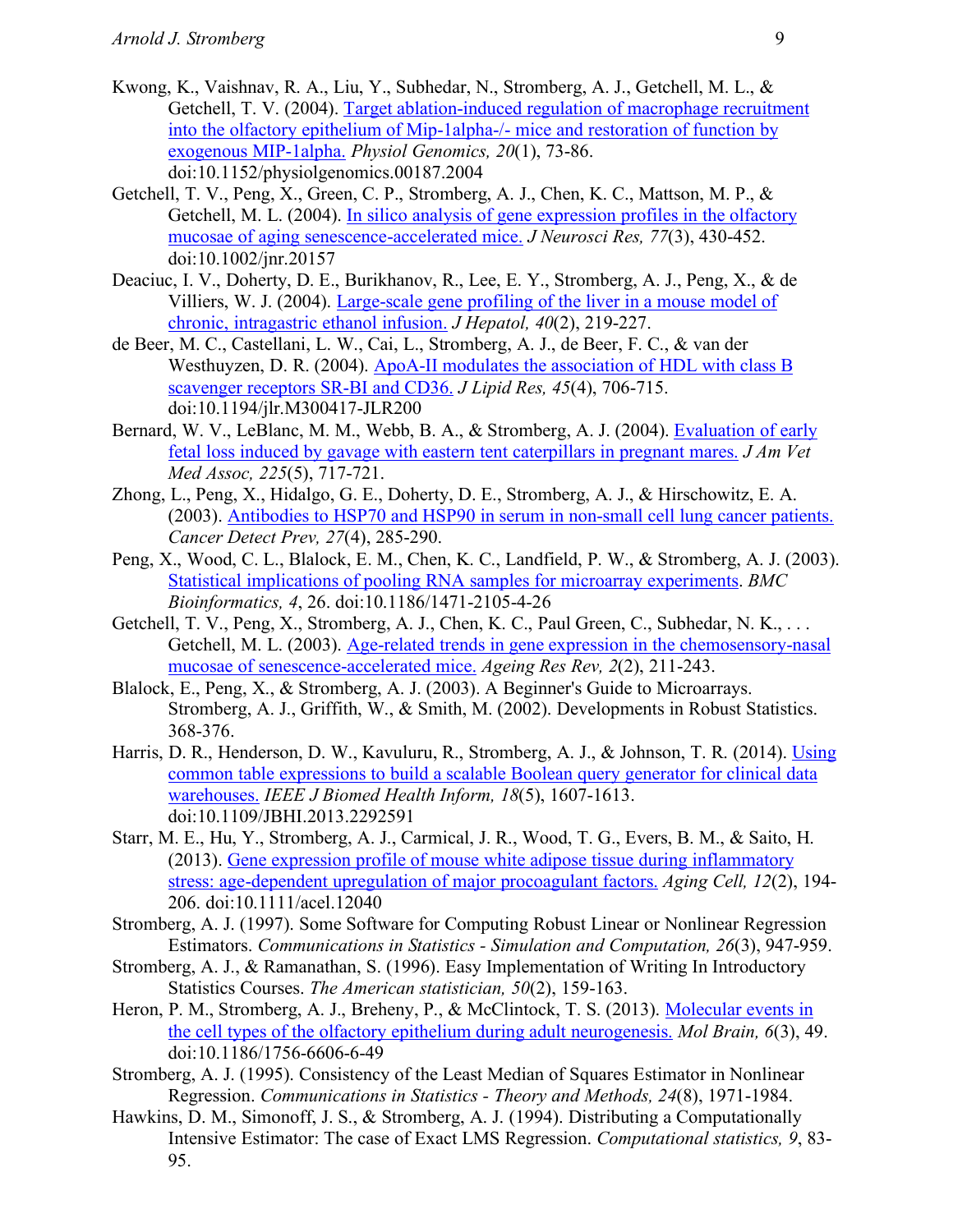Kwong, K., Vaishnav, R. A., Liu, Y., Subhedar, N., Stromberg, A. J., Getchell, M. L., & Getchell, T. V. (2004). Target ablation-induced regulation of macrophage recruitment into the olfactory epithelium of Mip-1alpha-/- mice and restoration of function by exogenous MIP-1alpha. *Physiol Genomics, 20*(1), 73-86. doi:10.1152/physiolgenomics.00187.2004

Getchell, T. V., Peng, X., Green, C. P., Stromberg, A. J., Chen, K. C., Mattson, M. P., & Getchell, M. L. (2004). In silico analysis of gene expression profiles in the olfactory mucosae of aging senescence-accelerated mice. *J Neurosci Res, 77*(3), 430-452. doi:10.1002/jnr.20157

Deaciuc, I. V., Doherty, D. E., Burikhanov, R., Lee, E. Y., Stromberg, A. J., Peng, X., & de Villiers, W. J. (2004). Large-scale gene profiling of the liver in a mouse model of chronic, intragastric ethanol infusion. *J Hepatol, 40*(2), 219-227.

de Beer, M. C., Castellani, L. W., Cai, L., Stromberg, A. J., de Beer, F. C., & van der Westhuyzen, D. R. (2004). ApoA-II modulates the association of HDL with class B scavenger receptors SR-BI and CD36. *J Lipid Res, 45*(4), 706-715. doi:10.1194/jlr.M300417-JLR200

Bernard, W. V., LeBlanc, M. M., Webb, B. A., & Stromberg, A. J. (2004). Evaluation of early fetal loss induced by gavage with eastern tent caterpillars in pregnant mares. *J Am Vet Med Assoc, 225*(5), 717-721.

Zhong, L., Peng, X., Hidalgo, G. E., Doherty, D. E., Stromberg, A. J., & Hirschowitz, E. A. (2003). Antibodies to HSP70 and HSP90 in serum in non-small cell lung cancer patients. *Cancer Detect Prev, 27*(4), 285-290.

Peng, X., Wood, C. L., Blalock, E. M., Chen, K. C., Landfield, P. W., & Stromberg, A. J. (2003). Statistical implications of pooling RNA samples for microarray experiments. *BMC Bioinformatics, 4*, 26. doi:10.1186/1471-2105-4-26

Getchell, T. V., Peng, X., Stromberg, A. J., Chen, K. C., Paul Green, C., Subhedar, N. K., . . . Getchell, M. L. (2003). Age-related trends in gene expression in the chemosensory-nasal mucosae of senescence-accelerated mice. *Ageing Res Rev, 2*(2), 211-243.

Blalock, E., Peng, X., & Stromberg, A. J. (2003). A Beginner's Guide to Microarrays. Stromberg, A. J., Griffith, W., & Smith, M. (2002). Developments in Robust Statistics. 368-376.

Harris, D. R., Henderson, D. W., Kavuluru, R., Stromberg, A. J., & Johnson, T. R. (2014). Using common table expressions to build a scalable Boolean query generator for clinical data warehouses. *IEEE J Biomed Health Inform, 18*(5), 1607-1613. doi:10.1109/JBHI.2013.2292591

Starr, M. E., Hu, Y., Stromberg, A. J., Carmical, J. R., Wood, T. G., Evers, B. M., & Saito, H. (2013). Gene expression profile of mouse white adipose tissue during inflammatory stress: age-dependent upregulation of major procoagulant factors. *Aging Cell, 12*(2), 194-206. doi:10.1111/acel.12040

Stromberg, A. J. (1997). Some Software for Computing Robust Linear or Nonlinear Regression Estimators. *Communications in Statistics - Simulation and Computation, 26*(3), 947-959.

Stromberg, A. J., & Ramanathan, S. (1996). Easy Implementation of Writing In Introductory Statistics Courses. *The American statistician, 50*(2), 159-163.

Heron, P. M., Stromberg, A. J., Breheny, P., & McClintock, T. S. (2013). Molecular events in the cell types of the olfactory epithelium during adult neurogenesis. *Mol Brain, 6*(3), 49. doi:10.1186/1756-6606-6-49

Stromberg, A. J. (1995). Consistency of the Least Median of Squares Estimator in Nonlinear Regression. *Communications in Statistics - Theory and Methods, 24*(8), 1971-1984.

Hawkins, D. M., Simonoff, J. S., & Stromberg, A. J. (1994). Distributing a Computationally Intensive Estimator: The case of Exact LMS Regression. *Computational statistics, 9*, 83-95.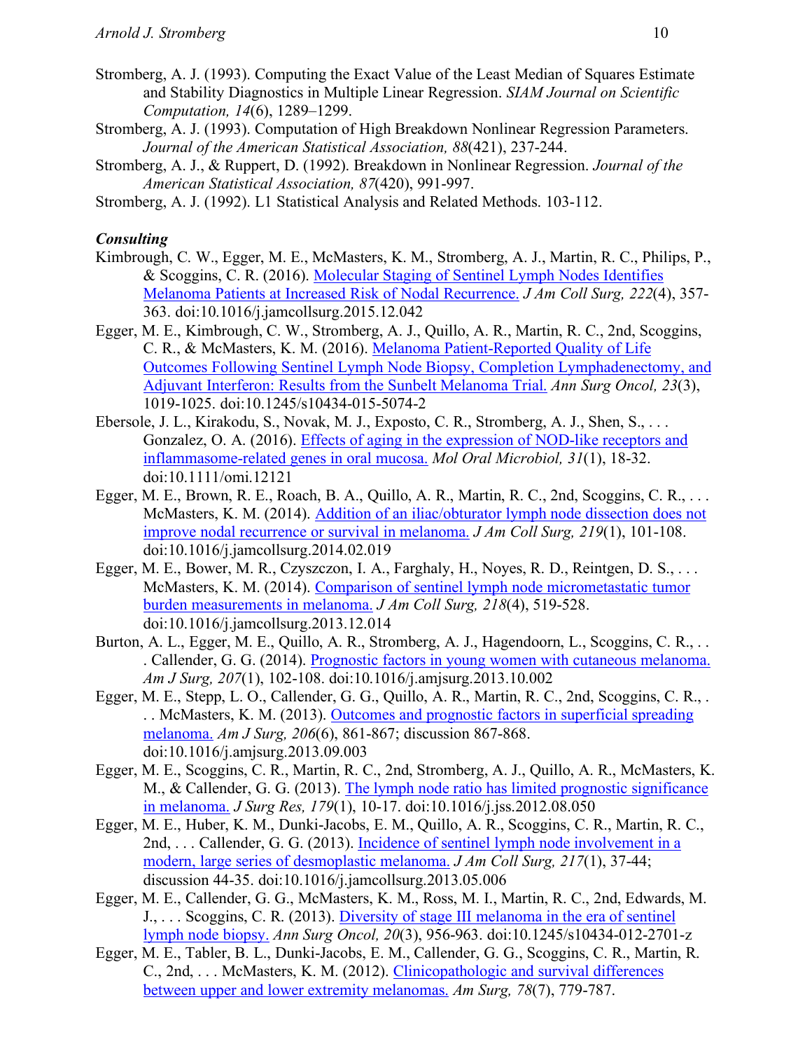Stromberg, A. J. (1993). Computing the Exact Value of the Least Median of Squares Estimate and Stability Diagnostics in Multiple Linear Regression. *SIAM Journal on Scientific Computation, 14*(6), 1289–1299.

Stromberg, A. J. (1993). Computation of High Breakdown Nonlinear Regression Parameters. *Journal of the American Statistical Association, 88*(421), 237-244.

Stromberg, A. J., & Ruppert, D. (1992). Breakdown in Nonlinear Regression. *Journal of the American Statistical Association, 87*(420), 991-997.

Stromberg, A. J. (1992). L1 Statistical Analysis and Related Methods. 103-112.

### *Consulting*

Kimbrough, C. W., Egger, M. E., McMasters, K. M., Stromberg, A. J., Martin, R. C., Philips, P., & Scoggins, C. R. (2016). Molecular Staging of Sentinel Lymph Nodes Identifies Melanoma Patients at Increased Risk of Nodal Recurrence. *J Am Coll Surg, 222*(4), 357-363. doi:10.1016/j.jamcollsurg.2015.12.042

Egger, M. E., Kimbrough, C. W., Stromberg, A. J., Quillo, A. R., Martin, R. C., 2nd, Scoggins, C. R., & McMasters, K. M. (2016). Melanoma Patient-Reported Quality of Life Outcomes Following Sentinel Lymph Node Biopsy, Completion Lymphadenectomy, and Adjuvant Interferon: Results from the Sunbelt Melanoma Trial. *Ann Surg Oncol, 23*(3), 1019-1025. doi:10.1245/s10434-015-5074-2

Ebersole, J. L., Kirakodu, S., Novak, M. J., Exposto, C. R., Stromberg, A. J., Shen, S., . . . Gonzalez, O. A. (2016). Effects of aging in the expression of NOD-like receptors and inflammasome-related genes in oral mucosa. *Mol Oral Microbiol, 31*(1), 18-32. doi:10.1111/omi.12121

Egger, M. E., Brown, R. E., Roach, B. A., Quillo, A. R., Martin, R. C., 2nd, Scoggins, C. R., . . . McMasters, K. M. (2014). Addition of an iliac/obturator lymph node dissection does not improve nodal recurrence or survival in melanoma. *J Am Coll Surg, 219*(1), 101-108. doi:10.1016/j.jamcollsurg.2014.02.019

Egger, M. E., Bower, M. R., Czyszczon, I. A., Farghaly, H., Noyes, R. D., Reintgen, D. S., . . . McMasters, K. M. (2014). Comparison of sentinel lymph node micrometastatic tumor burden measurements in melanoma. *J Am Coll Surg, 218*(4), 519-528. doi:10.1016/j.jamcollsurg.2013.12.014

Burton, A. L., Egger, M. E., Quillo, A. R., Stromberg, A. J., Hagendoorn, L., Scoggins, C. R., . . . Callender, G. G. (2014). Prognostic factors in young women with cutaneous melanoma. *Am J Surg, 207*(1), 102-108. doi:10.1016/j.amjsurg.2013.10.002

Egger, M. E., Stepp, L. O., Callender, G. G., Quillo, A. R., Martin, R. C., 2nd, Scoggins, C. R., . . . McMasters, K. M. (2013). Outcomes and prognostic factors in superficial spreading melanoma. *Am J Surg, 206*(6), 861-867; discussion 867-868. doi:10.1016/j.amjsurg.2013.09.003

Egger, M. E., Scoggins, C. R., Martin, R. C., 2nd, Stromberg, A. J., Quillo, A. R., McMasters, K. M., & Callender, G. G. (2013). The lymph node ratio has limited prognostic significance in melanoma. *J Surg Res, 179*(1), 10-17. doi:10.1016/j.jss.2012.08.050

Egger, M. E., Huber, K. M., Dunki-Jacobs, E. M., Quillo, A. R., Scoggins, C. R., Martin, R. C., 2nd, . . . Callender, G. G. (2013). Incidence of sentinel lymph node involvement in a modern, large series of desmoplastic melanoma. *J Am Coll Surg, 217*(1), 37-44; discussion 44-35. doi:10.1016/j.jamcollsurg.2013.05.006

Egger, M. E., Callender, G. G., McMasters, K. M., Ross, M. I., Martin, R. C., 2nd, Edwards, M. J., . . . Scoggins, C. R. (2013). Diversity of stage III melanoma in the era of sentinel lymph node biopsy. *Ann Surg Oncol, 20*(3), 956-963. doi:10.1245/s10434-012-2701-z

Egger, M. E., Tabler, B. L., Dunki-Jacobs, E. M., Callender, G. G., Scoggins, C. R., Martin, R. C., 2nd, . . . McMasters, K. M. (2012). Clinicopathologic and survival differences between upper and lower extremity melanomas. *Am Surg, 78*(7), 779-787.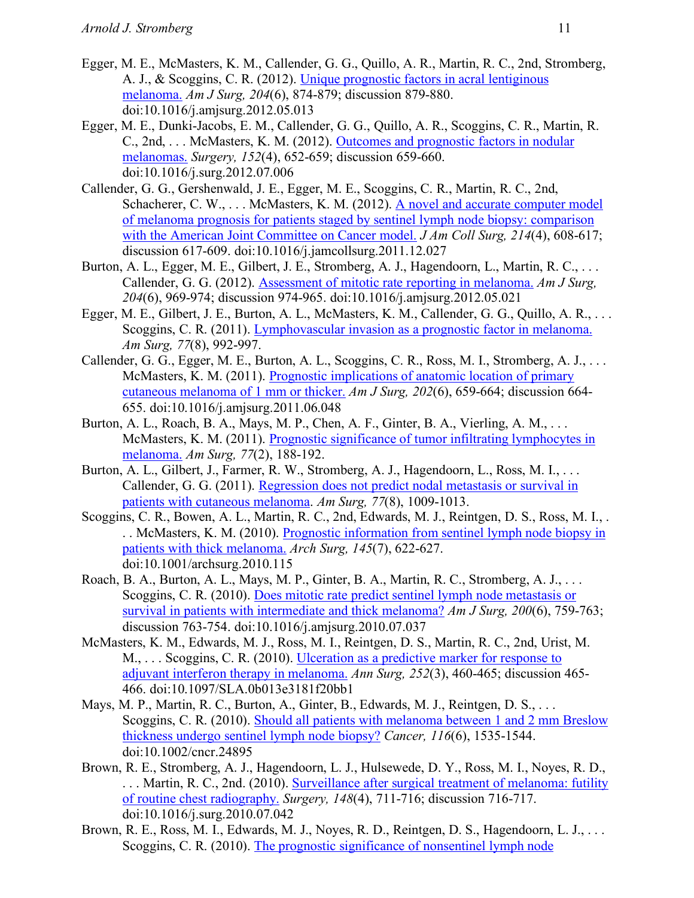Egger, M. E., McMasters, K. M., Callender, G. G., Quillo, A. R., Martin, R. C., 2nd, Stromberg, A. J., & Scoggins, C. R. (2012). [Unique prognostic factors in acral lentiginous melanoma.]() *Am J Surg, 204*(6), 874-879; discussion 879-880. doi:10.1016/j.amjsurg.2012.05.013

Egger, M. E., Dunki-Jacobs, E. M., Callender, G. G., Quillo, A. R., Scoggins, C. R., Martin, R. C., 2nd, . . . McMasters, K. M. (2012). [Outcomes and prognostic factors in nodular melanomas.]() *Surgery, 152*(4), 652-659; discussion 659-660. doi:10.1016/j.surg.2012.07.006

Callender, G. G., Gershenwald, J. E., Egger, M. E., Scoggins, C. R., Martin, R. C., 2nd, Schacherer, C. W., . . . McMasters, K. M. (2012). [A novel and accurate computer model of melanoma prognosis for patients staged by sentinel lymph node biopsy: comparison with the American Joint Committee on Cancer model.]() *J Am Coll Surg, 214*(4), 608-617; discussion 617-609. doi:10.1016/j.jamcollsurg.2011.12.027

Burton, A. L., Egger, M. E., Gilbert, J. E., Stromberg, A. J., Hagendoorn, L., Martin, R. C., . . . Callender, G. G. (2012). [Assessment of mitotic rate reporting in melanoma.]() *Am J Surg, 204*(6), 969-974; discussion 974-965. doi:10.1016/j.amjsurg.2012.05.021

Egger, M. E., Gilbert, J. E., Burton, A. L., McMasters, K. M., Callender, G. G., Quillo, A. R., . . . Scoggins, C. R. (2011). [Lymphovascular invasion as a prognostic factor in melanoma.]() *Am Surg, 77*(8), 992-997.

Callender, G. G., Egger, M. E., Burton, A. L., Scoggins, C. R., Ross, M. I., Stromberg, A. J., . . . McMasters, K. M. (2011). [Prognostic implications of anatomic location of primary cutaneous melanoma of 1 mm or thicker.]() *Am J Surg, 202*(6), 659-664; discussion 664-655. doi:10.1016/j.amjsurg.2011.06.048

Burton, A. L., Roach, B. A., Mays, M. P., Chen, A. F., Ginter, B. A., Vierling, A. M., . . . McMasters, K. M. (2011). [Prognostic significance of tumor infiltrating lymphocytes in melanoma.]() *Am Surg, 77*(2), 188-192.

Burton, A. L., Gilbert, J., Farmer, R. W., Stromberg, A. J., Hagendoorn, L., Ross, M. I., . . . Callender, G. G. (2011). [Regression does not predict nodal metastasis or survival in patients with cutaneous melanoma](). *Am Surg, 77*(8), 1009-1013.

Scoggins, C. R., Bowen, A. L., Martin, R. C., 2nd, Edwards, M. J., Reintgen, D. S., Ross, M. I., . . . McMasters, K. M. (2010). [Prognostic information from sentinel lymph node biopsy in patients with thick melanoma.]() *Arch Surg, 145*(7), 622-627. doi:10.1001/archsurg.2010.115

Roach, B. A., Burton, A. L., Mays, M. P., Ginter, B. A., Martin, R. C., Stromberg, A. J., . . . Scoggins, C. R. (2010). [Does mitotic rate predict sentinel lymph node metastasis or survival in patients with intermediate and thick melanoma?]() *Am J Surg, 200*(6), 759-763; discussion 763-754. doi:10.1016/j.amjsurg.2010.07.037

McMasters, K. M., Edwards, M. J., Ross, M. I., Reintgen, D. S., Martin, R. C., 2nd, Urist, M. M., . . . Scoggins, C. R. (2010). [Ulceration as a predictive marker for response to adjuvant interferon therapy in melanoma.]() *Ann Surg, 252*(3), 460-465; discussion 465-466. doi:10.1097/SLA.0b013e3181f20bb1

Mays, M. P., Martin, R. C., Burton, A., Ginter, B., Edwards, M. J., Reintgen, D. S., . . . Scoggins, C. R. (2010). [Should all patients with melanoma between 1 and 2 mm Breslow thickness undergo sentinel lymph node biopsy?]() *Cancer, 116*(6), 1535-1544. doi:10.1002/cncr.24895

Brown, R. E., Stromberg, A. J., Hagendoorn, L. J., Hulsewede, D. Y., Ross, M. I., Noyes, R. D., . . . Martin, R. C., 2nd. (2010). [Surveillance after surgical treatment of melanoma: futility of routine chest radiography.]() *Surgery, 148*(4), 711-716; discussion 716-717. doi:10.1016/j.surg.2010.07.042

Brown, R. E., Ross, M. I., Edwards, M. J., Noyes, R. D., Reintgen, D. S., Hagendoorn, L. J., . . . Scoggins, C. R. (2010). [The prognostic significance of nonsentinel lymph node]()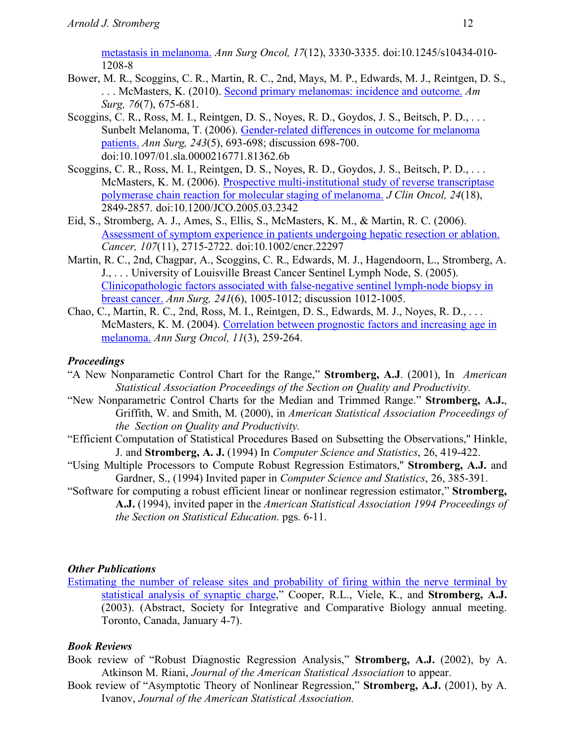metastasis in melanoma. *Ann Surg Oncol, 17*(12), 3330-3335. doi:10.1245/s10434-010-1208-8

Bower, M. R., Scoggins, C. R., Martin, R. C., 2nd, Mays, M. P., Edwards, M. J., Reintgen, D. S., . . . McMasters, K. (2010). Second primary melanomas: incidence and outcome. *Am Surg, 76*(7), 675-681.

Scoggins, C. R., Ross, M. I., Reintgen, D. S., Noyes, R. D., Goydos, J. S., Beitsch, P. D., . . . Sunbelt Melanoma, T. (2006). Gender-related differences in outcome for melanoma patients. *Ann Surg, 243*(5), 693-698; discussion 698-700. doi:10.1097/01.sla.0000216771.81362.6b

Scoggins, C. R., Ross, M. I., Reintgen, D. S., Noyes, R. D., Goydos, J. S., Beitsch, P. D., . . . McMasters, K. M. (2006). Prospective multi-institutional study of reverse transcriptase polymerase chain reaction for molecular staging of melanoma. *J Clin Oncol, 24*(18), 2849-2857. doi:10.1200/JCO.2005.03.2342

Eid, S., Stromberg, A. J., Ames, S., Ellis, S., McMasters, K. M., & Martin, R. C. (2006). Assessment of symptom experience in patients undergoing hepatic resection or ablation. *Cancer, 107*(11), 2715-2722. doi:10.1002/cncr.22297

Martin, R. C., 2nd, Chagpar, A., Scoggins, C. R., Edwards, M. J., Hagendoorn, L., Stromberg, A. J., . . . University of Louisville Breast Cancer Sentinel Lymph Node, S. (2005). Clinicopathologic factors associated with false-negative sentinel lymph-node biopsy in breast cancer. *Ann Surg, 241*(6), 1005-1012; discussion 1012-1005.

Chao, C., Martin, R. C., 2nd, Ross, M. I., Reintgen, D. S., Edwards, M. J., Noyes, R. D., . . . McMasters, K. M. (2004). Correlation between prognostic factors and increasing age in melanoma. *Ann Surg Oncol, 11*(3), 259-264.

### *Proceedings*

"A New Nonparametric Control Chart for the Range," **Stromberg, A.J**. (2001), In *American Statistical Association Proceedings of the Section on Quality and Productivity.*

"New Nonparametric Control Charts for the Median and Trimmed Range." **Stromberg, A.J.**, Griffith, W. and Smith, M. (2000), in *American Statistical Association Proceedings of the Section on Quality and Productivity.*

"Efficient Computation of Statistical Procedures Based on Subsetting the Observations," Hinkle, J. and **Stromberg, A. J.** (1994) In *Computer Science and Statistics*, 26, 419-422.

"Using Multiple Processors to Compute Robust Regression Estimators," **Stromberg, A.J.** and Gardner, S., (1994) Invited paper in *Computer Science and Statistics*, 26, 385-391.

"Software for computing a robust efficient linear or nonlinear regression estimator," **Stromberg, A.J.** (1994), invited paper in the *American Statistical Association 1994 Proceedings of the Section on Statistical Education*. pgs. 6-11.

### *Other Publications*

Estimating the number of release sites and probability of firing within the nerve terminal by statistical analysis of synaptic charge," Cooper, R.L., Viele, K., and **Stromberg, A.J.** (2003). (Abstract, Society for Integrative and Comparative Biology annual meeting. Toronto, Canada, January 4-7).

### *Book Reviews*

Book review of "Robust Diagnostic Regression Analysis," **Stromberg, A.J.** (2002), by A. Atkinson M. Riani, *Journal of the American Statistical Association* to appear.

Book review of "Asymptotic Theory of Nonlinear Regression," **Stromberg, A.J.** (2001), by A. Ivanov, *Journal of the American Statistical Association.*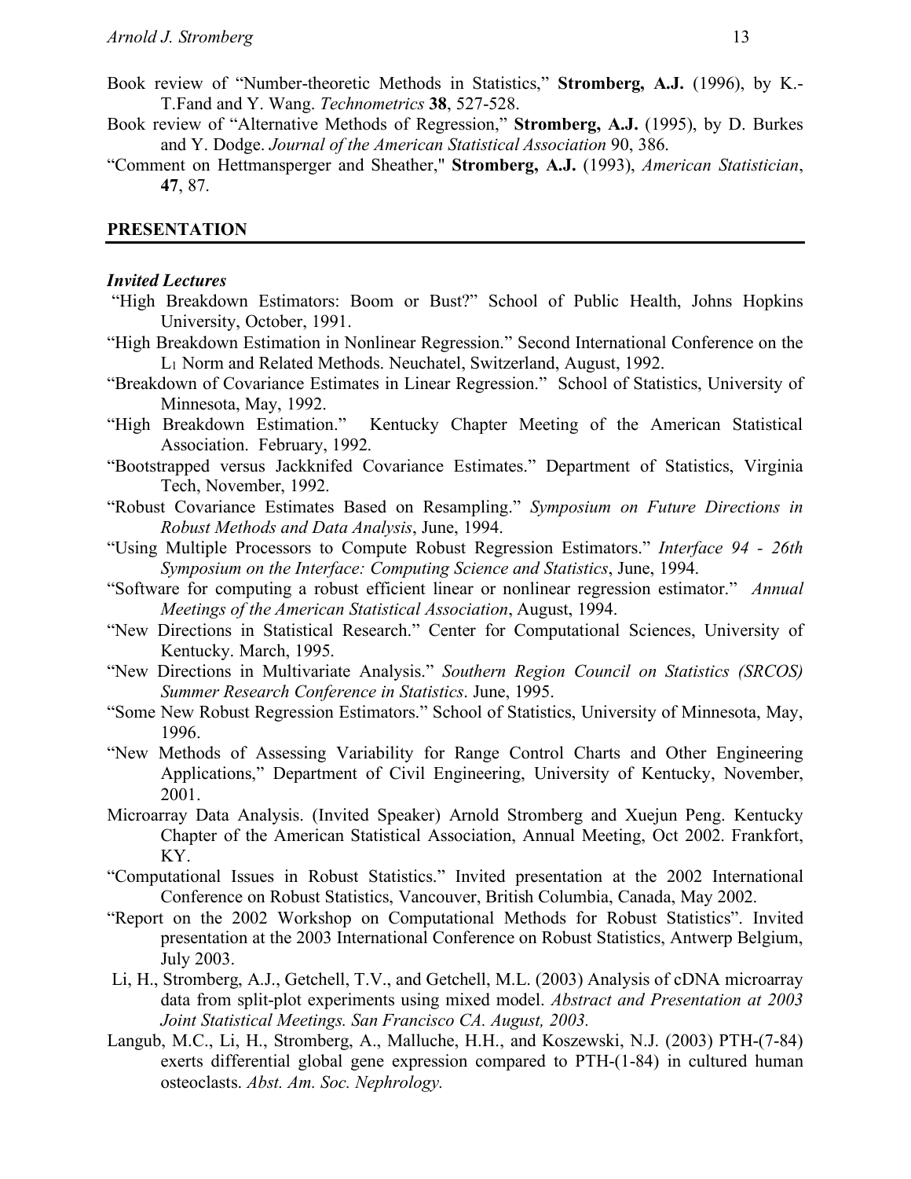Book review of "Number-theoretic Methods in Statistics," **Stromberg, A.J.** (1996), by K.-T.Fand and Y. Wang. *Technometrics* **38**, 527-528.

Book review of "Alternative Methods of Regression," **Stromberg, A.J.** (1995), by D. Burkes and Y. Dodge. *Journal of the American Statistical Association* 90, 386.

"Comment on Hettmansperger and Sheather," **Stromberg, A.J.** (1993), *American Statistician*, **47**, 87.

## PRESENTATION

### *Invited Lectures*

"High Breakdown Estimators: Boom or Bust?" School of Public Health, Johns Hopkins University, October, 1991.

"High Breakdown Estimation in Nonlinear Regression." Second International Conference on the $L_1$ Norm and Related Methods. Neuchatel, Switzerland, August, 1992.

"Breakdown of Covariance Estimates in Linear Regression." School of Statistics, University of Minnesota, May, 1992.

"High Breakdown Estimation." Kentucky Chapter Meeting of the American Statistical Association. February, 1992.

"Bootstrapped versus Jackknifed Covariance Estimates." Department of Statistics, Virginia Tech, November, 1992.

"Robust Covariance Estimates Based on Resampling." *Symposium on Future Directions in Robust Methods and Data Analysis*, June, 1994.

"Using Multiple Processors to Compute Robust Regression Estimators." *Interface 94 - 26th Symposium on the Interface: Computing Science and Statistics*, June, 1994.

"Software for computing a robust efficient linear or nonlinear regression estimator." *Annual Meetings of the American Statistical Association*, August, 1994.

"New Directions in Statistical Research." Center for Computational Sciences, University of Kentucky. March, 1995.

"New Directions in Multivariate Analysis." *Southern Region Council on Statistics (SRCOS) Summer Research Conference in Statistics*. June, 1995.

"Some New Robust Regression Estimators." School of Statistics, University of Minnesota, May, 1996.

"New Methods of Assessing Variability for Range Control Charts and Other Engineering Applications," Department of Civil Engineering, University of Kentucky, November, 2001.

Microarray Data Analysis. (Invited Speaker) Arnold Stromberg and Xuejun Peng. Kentucky Chapter of the American Statistical Association, Annual Meeting, Oct 2002. Frankfort, KY.

"Computational Issues in Robust Statistics." Invited presentation at the 2002 International Conference on Robust Statistics, Vancouver, British Columbia, Canada, May 2002.

"Report on the 2002 Workshop on Computational Methods for Robust Statistics". Invited presentation at the 2003 International Conference on Robust Statistics, Antwerp Belgium, July 2003.

Li, H., Stromberg, A.J., Getchell, T.V., and Getchell, M.L. (2003) Analysis of cDNA microarray data from split-plot experiments using mixed model. *Abstract and Presentation at 2003 Joint Statistical Meetings. San Francisco CA. August, 2003.*

Langub, M.C., Li, H., Stromberg, A., Malluche, H.H., and Koszewski, N.J. (2003) PTH-(7-84) exerts differential global gene expression compared to PTH-(1-84) in cultured human osteoclasts. *Abst. Am. Soc. Nephrology.*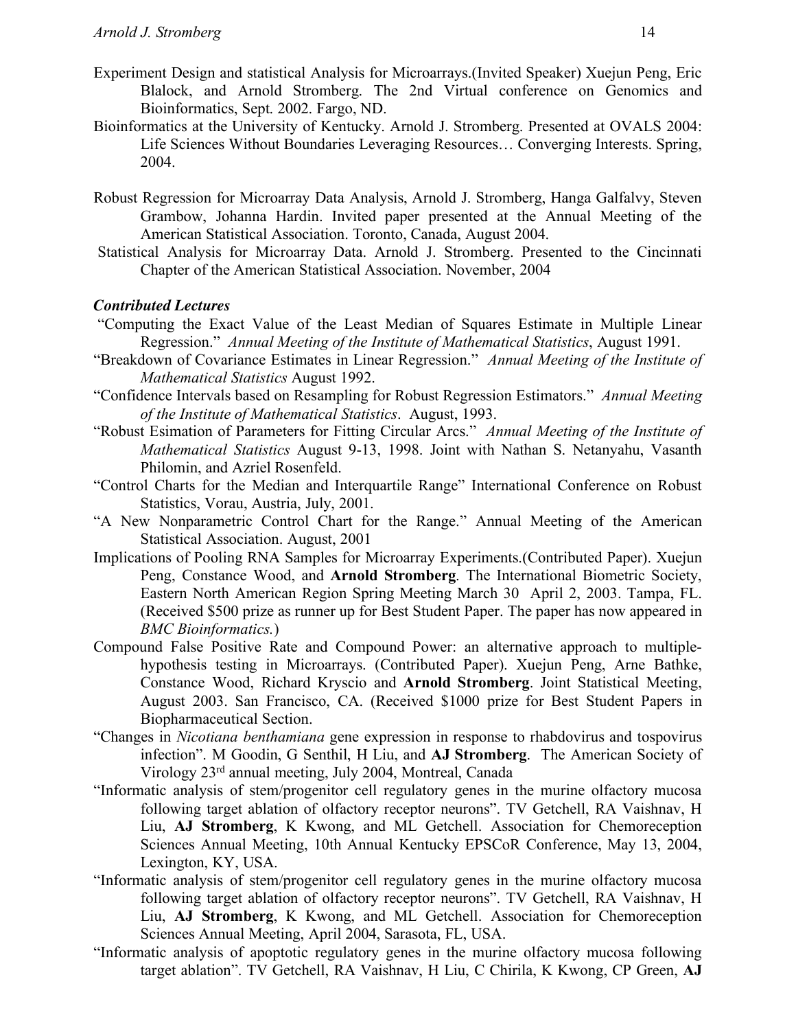Experiment Design and statistical Analysis for Microarrays.(Invited Speaker) Xuejun Peng, Eric Blalock, and Arnold Stromberg. The 2nd Virtual conference on Genomics and Bioinformatics, Sept. 2002. Fargo, ND.

Bioinformatics at the University of Kentucky. Arnold J. Stromberg. Presented at OVALS 2004: Life Sciences Without Boundaries Leveraging Resources… Converging Interests. Spring, 2004.

Robust Regression for Microarray Data Analysis, Arnold J. Stromberg, Hanga Galfalvy, Steven Grambow, Johanna Hardin. Invited paper presented at the Annual Meeting of the American Statistical Association. Toronto, Canada, August 2004.

Statistical Analysis for Microarray Data. Arnold J. Stromberg. Presented to the Cincinnati Chapter of the American Statistical Association. November, 2004

### *Contributed Lectures*

"Computing the Exact Value of the Least Median of Squares Estimate in Multiple Linear Regression." *Annual Meeting of the Institute of Mathematical Statistics*, August 1991.

"Breakdown of Covariance Estimates in Linear Regression." *Annual Meeting of the Institute of Mathematical Statistics* August 1992.

"Confidence Intervals based on Resampling for Robust Regression Estimators." *Annual Meeting of the Institute of Mathematical Statistics*. August, 1993.

"Robust Esimation of Parameters for Fitting Circular Arcs." *Annual Meeting of the Institute of Mathematical Statistics* August 9-13, 1998. Joint with Nathan S. Netanyahu, Vasanth Philomin, and Azriel Rosenfeld.

"Control Charts for the Median and Interquartile Range" International Conference on Robust Statistics, Vorau, Austria, July, 2001.

"A New Nonparametric Control Chart for the Range." Annual Meeting of the American Statistical Association. August, 2001

Implications of Pooling RNA Samples for Microarray Experiments.(Contributed Paper). Xuejun Peng, Constance Wood, and **Arnold Stromberg**. The International Biometric Society, Eastern North American Region Spring Meeting March 30 April 2, 2003. Tampa, FL. (Received $500 prize as runner up for Best Student Paper. The paper has now appeared in *BMC Bioinformatics.*)

Compound False Positive Rate and Compound Power: an alternative approach to multiple-hypothesis testing in Microarrays. (Contributed Paper). Xuejun Peng, Arne Bathke, Constance Wood, Richard Kryscio and **Arnold Stromberg**. Joint Statistical Meeting, August 2003. San Francisco, CA. (Received $1000 prize for Best Student Papers in Biopharmaceutical Section.

"Changes in *Nicotiana benthamiana* gene expression in response to rhabdovirus and tospovirus infection". M Goodin, G Senthil, H Liu, and **AJ Stromberg**. The American Society of Virology 23rd annual meeting, July 2004, Montreal, Canada

"Informatic analysis of stem/progenitor cell regulatory genes in the murine olfactory mucosa following target ablation of olfactory receptor neurons". TV Getchell, RA Vaishnav, H Liu, **AJ Stromberg**, K Kwong, and ML Getchell. Association for Chemoreception Sciences Annual Meeting, 10th Annual Kentucky EPSCoR Conference, May 13, 2004, Lexington, KY, USA.

"Informatic analysis of stem/progenitor cell regulatory genes in the murine olfactory mucosa following target ablation of olfactory receptor neurons". TV Getchell, RA Vaishnav, H Liu, **AJ Stromberg**, K Kwong, and ML Getchell. Association for Chemoreception Sciences Annual Meeting, April 2004, Sarasota, FL, USA.

"Informatic analysis of apoptotic regulatory genes in the murine olfactory mucosa following target ablation". TV Getchell, RA Vaishnav, H Liu, C Chirila, K Kwong, CP Green, **AJ**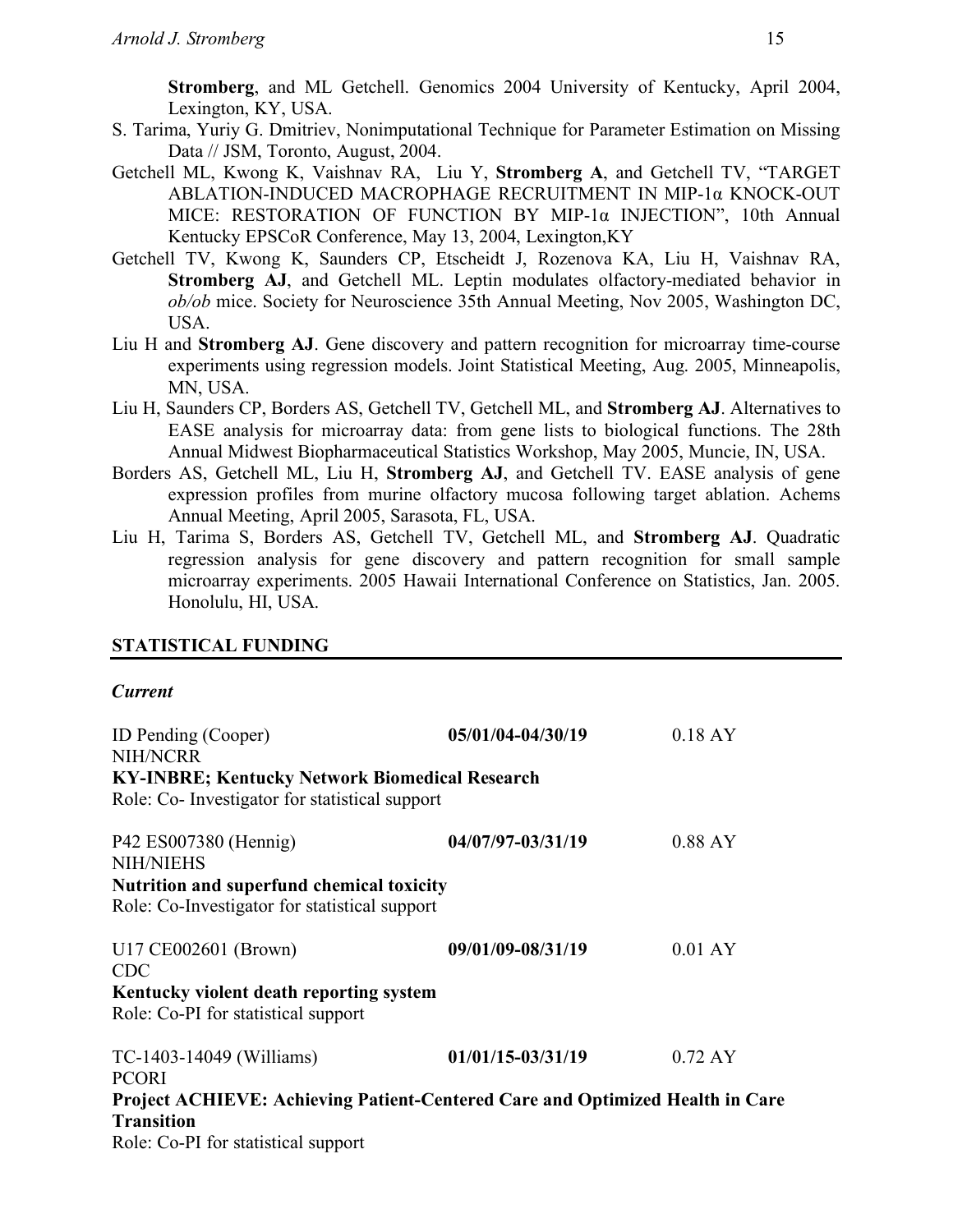**Stromberg**, and ML Getchell. Genomics 2004 University of Kentucky, April 2004, Lexington, KY, USA.

S. Tarima, Yuriy G. Dmitriev, Nonimputational Technique for Parameter Estimation on Missing Data // JSM, Toronto, August, 2004.

Getchell ML, Kwong K, Vaishnav RA, Liu Y, **Stromberg A**, and Getchell TV, "TARGET ABLATION-INDUCED MACROPHAGE RECRUITMENT IN MIP-1α KNOCK-OUT MICE: RESTORATION OF FUNCTION BY MIP-1α INJECTION", 10th Annual Kentucky EPSCoR Conference, May 13, 2004, Lexington,KY

Getchell TV, Kwong K, Saunders CP, Etscheidt J, Rozenova KA, Liu H, Vaishnav RA, **Stromberg AJ**, and Getchell ML. Leptin modulates olfactory-mediated behavior in *ob/ob* mice. Society for Neuroscience 35th Annual Meeting, Nov 2005, Washington DC, USA.

Liu H and **Stromberg AJ**. Gene discovery and pattern recognition for microarray time-course experiments using regression models. Joint Statistical Meeting, Aug. 2005, Minneapolis, MN, USA.

Liu H, Saunders CP, Borders AS, Getchell TV, Getchell ML, and **Stromberg AJ**. Alternatives to EASE analysis for microarray data: from gene lists to biological functions. The 28th Annual Midwest Biopharmaceutical Statistics Workshop, May 2005, Muncie, IN, USA.

Borders AS, Getchell ML, Liu H, **Stromberg AJ**, and Getchell TV. EASE analysis of gene expression profiles from murine olfactory mucosa following target ablation. Achems Annual Meeting, April 2005, Sarasota, FL, USA.

Liu H, Tarima S, Borders AS, Getchell TV, Getchell ML, and **Stromberg AJ**. Quadratic regression analysis for gene discovery and pattern recognition for small sample microarray experiments. 2005 Hawaii International Conference on Statistics, Jan. 2005. Honolulu, HI, USA.

## STATISTICAL FUNDING

### *Current*

ID Pending (Cooper) — **05/01/04-04/30/19** — 0.18 AY
NIH/NCRR
**KY-INBRE; Kentucky Network Biomedical Research**
Role: Co- Investigator for statistical support

P42 ES007380 (Hennig) — **04/07/97-03/31/19** — 0.88 AY
NIH/NIEHS
**Nutrition and superfund chemical toxicity**
Role: Co-Investigator for statistical support

U17 CE002601 (Brown) — **09/01/09-08/31/19** — 0.01 AY
CDC
**Kentucky violent death reporting system**
Role: Co-PI for statistical support

TC-1403-14049 (Williams) — **01/01/15-03/31/19** — 0.72 AY
PCORI
**Project ACHIEVE: Achieving Patient-Centered Care and Optimized Health in Care Transition**
Role: Co-PI for statistical support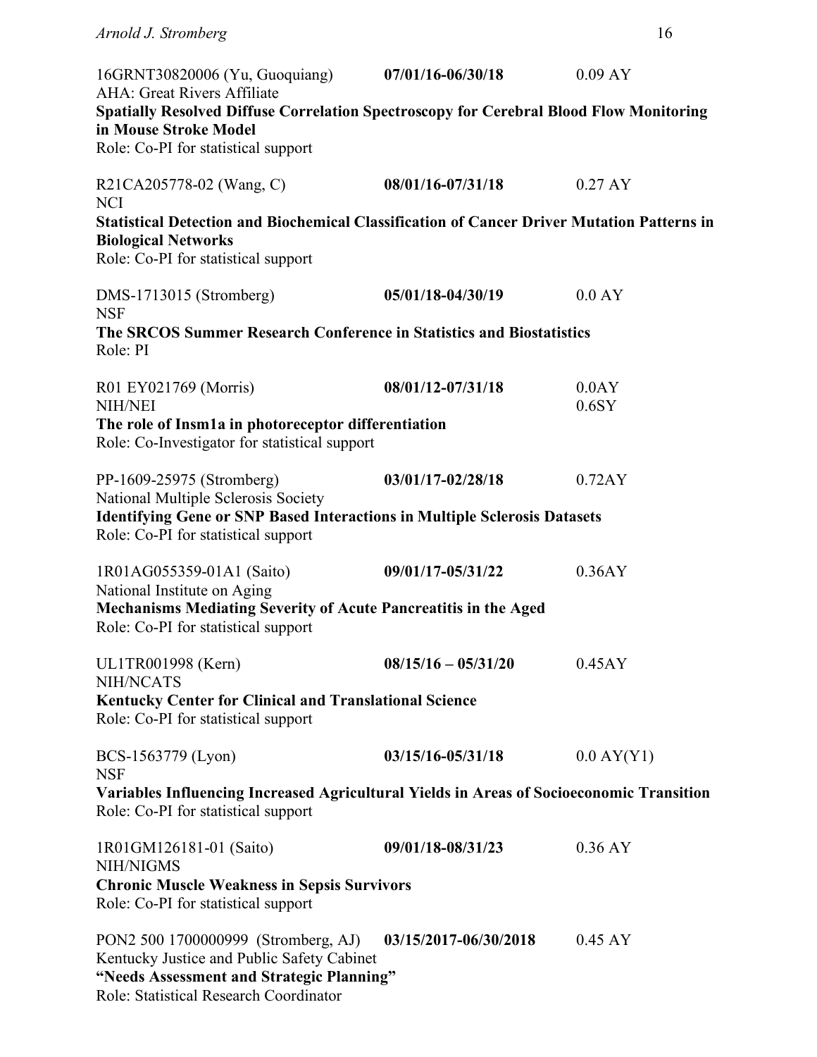16GRNT30820006 (Yu, Guoquiang) **07/01/16-06/30/18** 0.09 AY
AHA: Great Rivers Affiliate
**Spatially Resolved Diffuse Correlation Spectroscopy for Cerebral Blood Flow Monitoring in Mouse Stroke Model**
Role: Co-PI for statistical support

R21CA205778-02 (Wang, C) **08/01/16-07/31/18** 0.27 AY
NCI
**Statistical Detection and Biochemical Classification of Cancer Driver Mutation Patterns in Biological Networks**
Role: Co-PI for statistical support

DMS-1713015 (Stromberg) **05/01/18-04/30/19** 0.0 AY
NSF
**The SRCOS Summer Research Conference in Statistics and Biostatistics**
Role: PI

R01 EY021769 (Morris) **08/01/12-07/31/18** 0.0AY
NIH/NEI 0.6SY
**The role of Insm1a in photoreceptor differentiation**
Role: Co-Investigator for statistical support

PP-1609-25975 (Stromberg) **03/01/17-02/28/18** 0.72AY
National Multiple Sclerosis Society
**Identifying Gene or SNP Based Interactions in Multiple Sclerosis Datasets**
Role: Co-PI for statistical support

1R01AG055359-01A1 (Saito) **09/01/17-05/31/22** 0.36AY
National Institute on Aging
**Mechanisms Mediating Severity of Acute Pancreatitis in the Aged**
Role: Co-PI for statistical support

UL1TR001998 (Kern) **08/15/16 – 05/31/20** 0.45AY
NIH/NCATS
**Kentucky Center for Clinical and Translational Science**
Role: Co-PI for statistical support

BCS-1563779 (Lyon) **03/15/16-05/31/18** 0.0 AY(Y1)
NSF
**Variables Influencing Increased Agricultural Yields in Areas of Socioeconomic Transition**
Role: Co-PI for statistical support

1R01GM126181-01 (Saito) **09/01/18-08/31/23** 0.36 AY
NIH/NIGMS
**Chronic Muscle Weakness in Sepsis Survivors**
Role: Co-PI for statistical support

PON2 500 1700000999 (Stromberg, AJ) **03/15/2017-06/30/2018** 0.45 AY
Kentucky Justice and Public Safety Cabinet
**"Needs Assessment and Strategic Planning"**
Role: Statistical Research Coordinator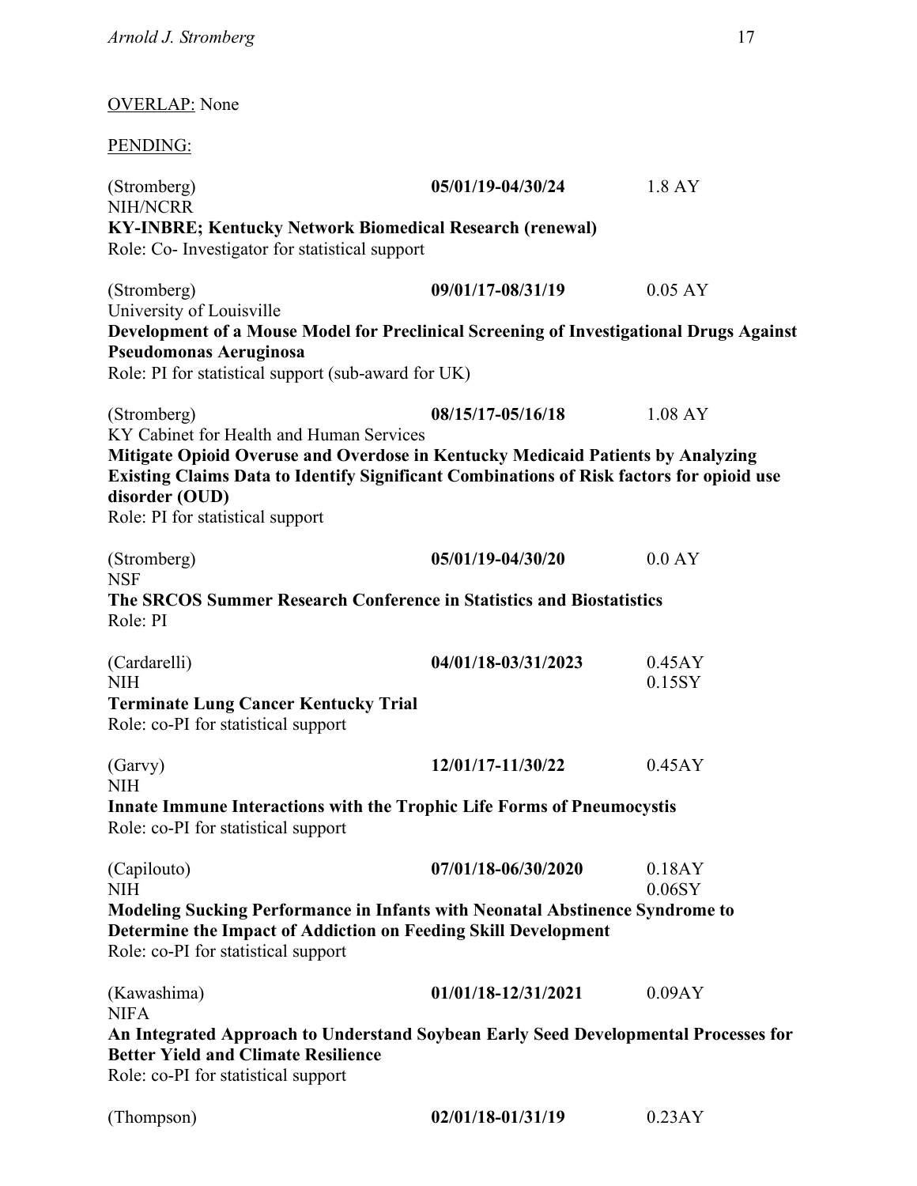<u>OVERLAP:</u> None

<u>PENDING:</u>

(Stromberg) **05/01/19-04/30/24** 1.8 AY
NIH/NCRR
**KY-INBRE; Kentucky Network Biomedical Research (renewal)**
Role: Co- Investigator for statistical support

(Stromberg) **09/01/17-08/31/19** 0.05 AY
University of Louisville
**Development of a Mouse Model for Preclinical Screening of Investigational Drugs Against Pseudomonas Aeruginosa**
Role: PI for statistical support (sub-award for UK)

(Stromberg) **08/15/17-05/16/18** 1.08 AY
KY Cabinet for Health and Human Services
**Mitigate Opioid Overuse and Overdose in Kentucky Medicaid Patients by Analyzing Existing Claims Data to Identify Significant Combinations of Risk factors for opioid use disorder (OUD)**
Role: PI for statistical support

(Stromberg) **05/01/19-04/30/20** 0.0 AY
NSF
**The SRCOS Summer Research Conference in Statistics and Biostatistics**
Role: PI

(Cardarelli) **04/01/18-03/31/2023** 0.45AY
NIH 0.15SY
**Terminate Lung Cancer Kentucky Trial**
Role: co-PI for statistical support

(Garvy) **12/01/17-11/30/22** 0.45AY
NIH
**Innate Immune Interactions with the Trophic Life Forms of Pneumocystis**
Role: co-PI for statistical support

(Capilouto) **07/01/18-06/30/2020** 0.18AY
NIH 0.06SY
**Modeling Sucking Performance in Infants with Neonatal Abstinence Syndrome to Determine the Impact of Addiction on Feeding Skill Development**
Role: co-PI for statistical support

(Kawashima) **01/01/18-12/31/2021** 0.09AY
NIFA
**An Integrated Approach to Understand Soybean Early Seed Developmental Processes for Better Yield and Climate Resilience**
Role: co-PI for statistical support

(Thompson) **02/01/18-01/31/19** 0.23AY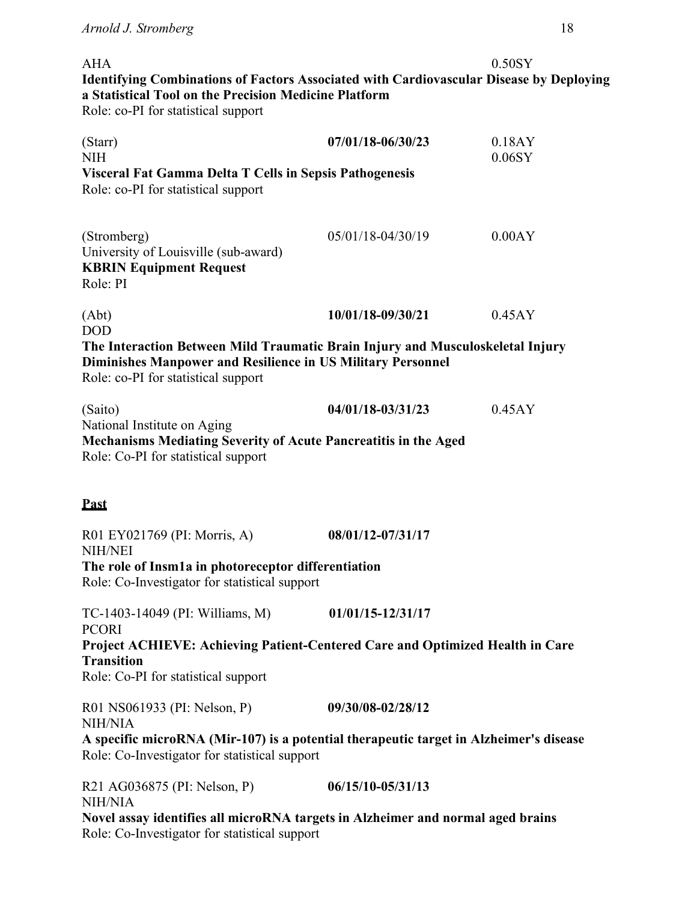AHA 0.50SY
**Identifying Combinations of Factors Associated with Cardiovascular Disease by Deploying a Statistical Tool on the Precision Medicine Platform**
Role: co-PI for statistical support

(Starr) **07/01/18-06/30/23** 0.18AY
NIH 0.06SY
**Visceral Fat Gamma Delta T Cells in Sepsis Pathogenesis**
Role: co-PI for statistical support

(Stromberg) 05/01/18-04/30/19 0.00AY
University of Louisville (sub-award)
**KBRIN Equipment Request**
Role: PI

(Abt) **10/01/18-09/30/21** 0.45AY
DOD
**The Interaction Between Mild Traumatic Brain Injury and Musculoskeletal Injury Diminishes Manpower and Resilience in US Military Personnel**
Role: co-PI for statistical support

(Saito) **04/01/18-03/31/23** 0.45AY
National Institute on Aging
**Mechanisms Mediating Severity of Acute Pancreatitis in the Aged**
Role: Co-PI for statistical support

**Past**

R01 EY021769 (PI: Morris, A) **08/01/12-07/31/17**
NIH/NEI
**The role of Insm1a in photoreceptor differentiation**
Role: Co-Investigator for statistical support

TC-1403-14049 (PI: Williams, M) **01/01/15-12/31/17**
PCORI
**Project ACHIEVE: Achieving Patient-Centered Care and Optimized Health in Care Transition**
Role: Co-PI for statistical support

R01 NS061933 (PI: Nelson, P) **09/30/08-02/28/12**
NIH/NIA
**A specific microRNA (Mir-107) is a potential therapeutic target in Alzheimer's disease**
Role: Co-Investigator for statistical support

R21 AG036875 (PI: Nelson, P) **06/15/10-05/31/13**
NIH/NIA
**Novel assay identifies all microRNA targets in Alzheimer and normal aged brains**
Role: Co-Investigator for statistical support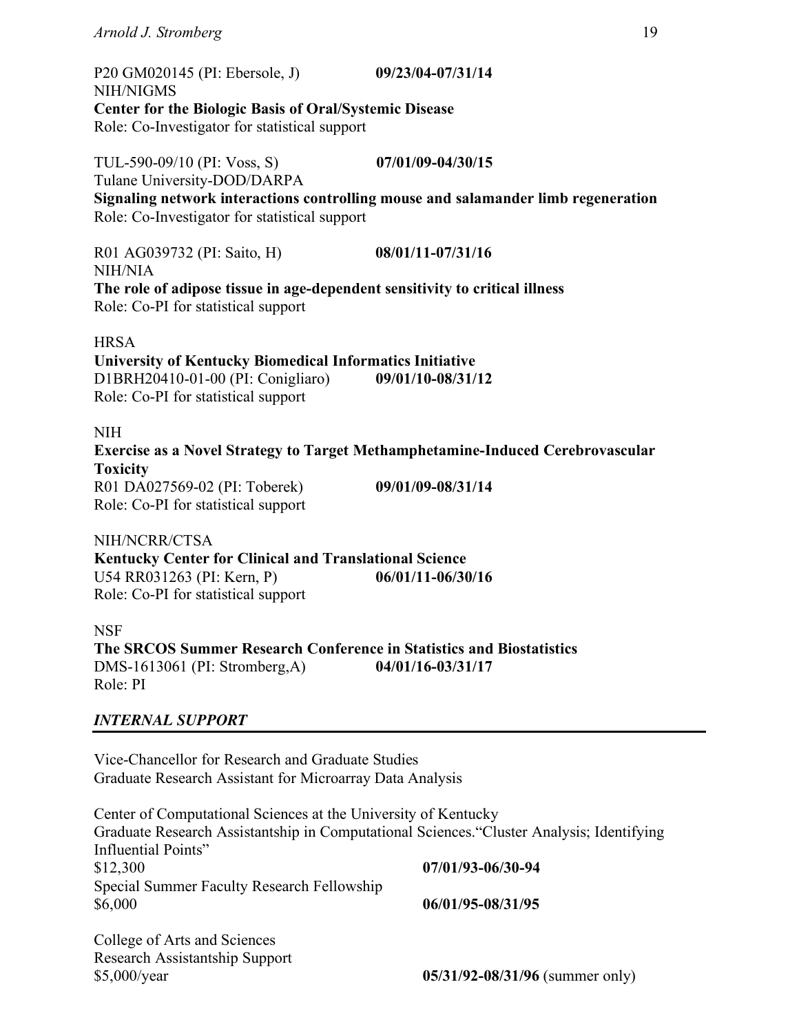P20 GM020145 (PI: Ebersole, J) **09/23/04-07/31/14**
NIH/NIGMS
**Center for the Biologic Basis of Oral/Systemic Disease**
Role: Co-Investigator for statistical support

TUL-590-09/10 (PI: Voss, S) **07/01/09-04/30/15**
Tulane University-DOD/DARPA
**Signaling network interactions controlling mouse and salamander limb regeneration**
Role: Co-Investigator for statistical support

R01 AG039732 (PI: Saito, H) **08/01/11-07/31/16**
NIH/NIA
**The role of adipose tissue in age-dependent sensitivity to critical illness**
Role: Co-PI for statistical support

HRSA
**University of Kentucky Biomedical Informatics Initiative**
D1BRH20410-01-00 (PI: Conigliaro) **09/01/10-08/31/12**
Role: Co-PI for statistical support

NIH
**Exercise as a Novel Strategy to Target Methamphetamine-Induced Cerebrovascular Toxicity**
R01 DA027569-02 (PI: Toberek) **09/01/09-08/31/14**
Role: Co-PI for statistical support

NIH/NCRR/CTSA
**Kentucky Center for Clinical and Translational Science**
U54 RR031263 (PI: Kern, P) **06/01/11-06/30/16**
Role: Co-PI for statistical support

NSF
**The SRCOS Summer Research Conference in Statistics and Biostatistics**
DMS-1613061 (PI: Stromberg,A) **04/01/16-03/31/17**
Role: PI

## *INTERNAL SUPPORT*

Vice-Chancellor for Research and Graduate Studies
Graduate Research Assistant for Microarray Data Analysis

Center of Computational Sciences at the University of Kentucky
Graduate Research Assistantship in Computational Sciences."Cluster Analysis; Identifying Influential Points"
$12,300 **07/01/93-06/30-94**
Special Summer Faculty Research Fellowship
$6,000 **06/01/95-08/31/95**

College of Arts and Sciences
Research Assistantship Support
$5,000/year **05/31/92-08/31/96** (summer only)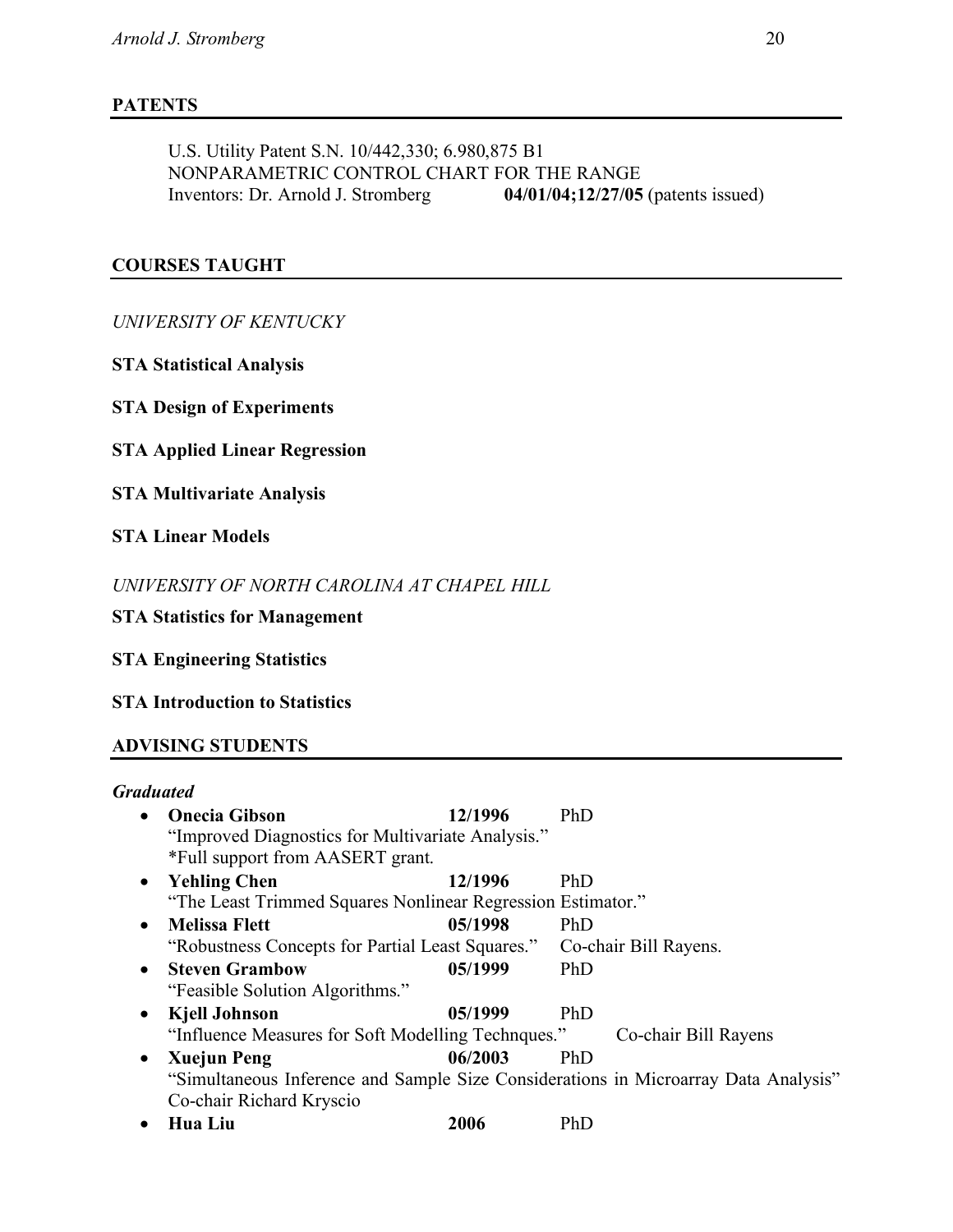## PATENTS

U.S. Utility Patent S.N. 10/442,330; 6.980,875 B1
NONPARAMETRIC CONTROL CHART FOR THE RANGE
Inventors: Dr. Arnold J. Stromberg **04/01/04;12/27/05** (patents issued)

## COURSES TAUGHT

*UNIVERSITY OF KENTUCKY*

**STA Statistical Analysis**

**STA Design of Experiments**

**STA Applied Linear Regression**

**STA Multivariate Analysis**

**STA Linear Models**

*UNIVERSITY OF NORTH CAROLINA AT CHAPEL HILL*

**STA Statistics for Management**

**STA Engineering Statistics**

**STA Introduction to Statistics**

## ADVISING STUDENTS

***Graduated***

- **Onecia Gibson** **12/1996** PhD
  "Improved Diagnostics for Multivariate Analysis."
  *Full support from AASERT grant.
- **Yehling Chen** **12/1996** PhD
  "The Least Trimmed Squares Nonlinear Regression Estimator."
- **Melissa Flett** **05/1998** PhD
  "Robustness Concepts for Partial Least Squares." Co-chair Bill Rayens.
- **Steven Grambow** **05/1999** PhD
  "Feasible Solution Algorithms."
- **Kjell Johnson** **05/1999** PhD
  "Influence Measures for Soft Modelling Technques." Co-chair Bill Rayens
- **Xuejun Peng** **06/2003** PhD
  "Simultaneous Inference and Sample Size Considerations in Microarray Data Analysis"
  Co-chair Richard Kryscio
- **Hua Liu** **2006** PhD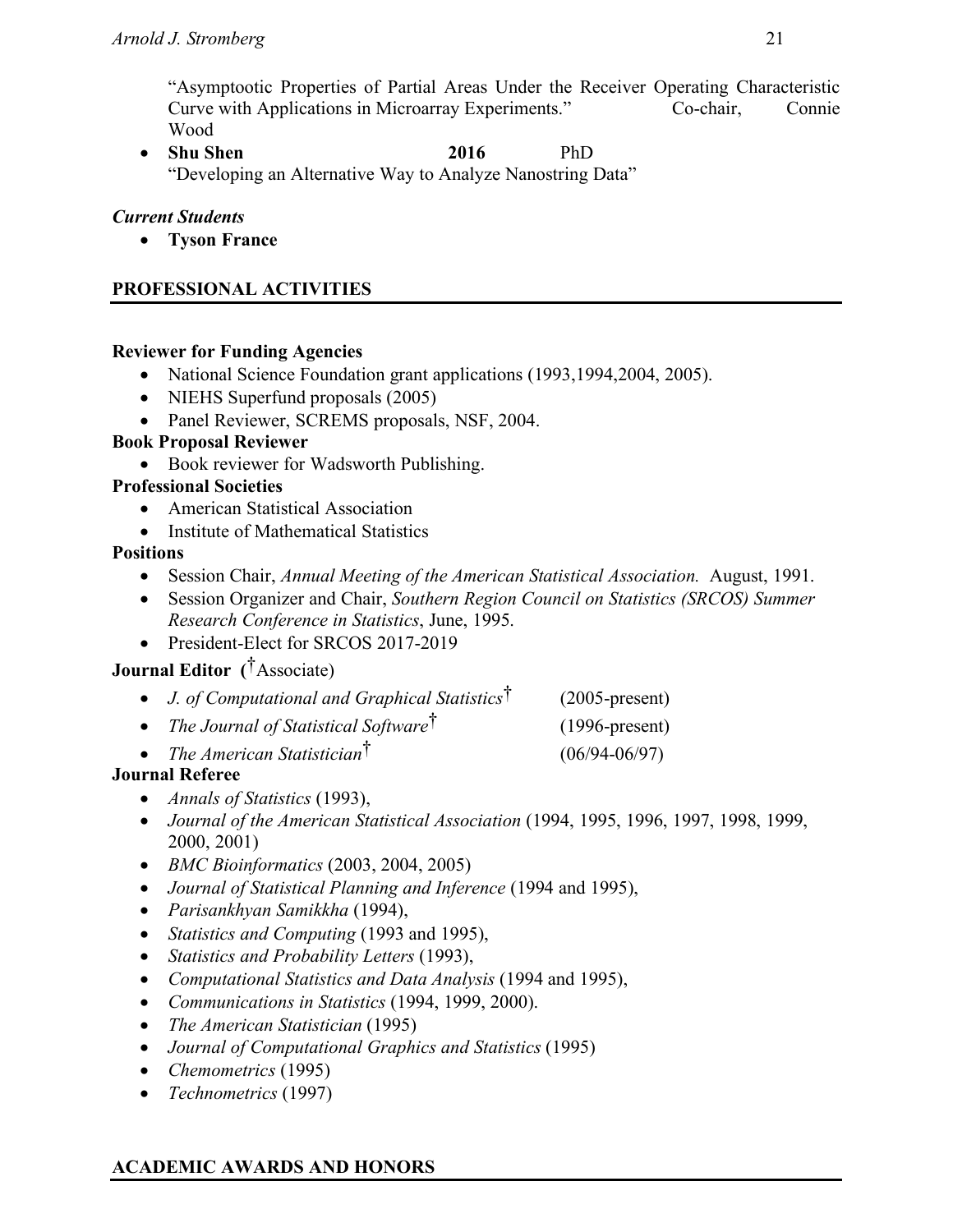"Asymptootic Properties of Partial Areas Under the Receiver Operating Characteristic Curve with Applications in Microarray Experiments." Co-chair, Connie Wood

- **Shu Shen** **2016** PhD
  "Developing an Alternative Way to Analyze Nanostring Data"

***Current Students***

- **Tyson France**

## PROFESSIONAL ACTIVITIES

**Reviewer for Funding Agencies**

- National Science Foundation grant applications (1993,1994,2004, 2005).
- NIEHS Superfund proposals (2005)
- Panel Reviewer, SCREMS proposals, NSF, 2004.

**Book Proposal Reviewer**

- Book reviewer for Wadsworth Publishing.

**Professional Societies**

- American Statistical Association
- Institute of Mathematical Statistics

**Positions**

- Session Chair, *Annual Meeting of the American Statistical Association.* August, 1991.
- Session Organizer and Chair, *Southern Region Council on Statistics (SRCOS) Summer Research Conference in Statistics*, June, 1995.
- President-Elect for SRCOS 2017-2019

**Journal Editor** (†Associate)

- *J. of Computational and Graphical Statistics*† (2005-present)
- *The Journal of Statistical Software*† (1996-present)
- *The American Statistician*† (06/94-06/97)

**Journal Referee**

- *Annals of Statistics* (1993),
- *Journal of the American Statistical Association* (1994, 1995, 1996, 1997, 1998, 1999, 2000, 2001)
- *BMC Bioinformatics* (2003, 2004, 2005)
- *Journal of Statistical Planning and Inference* (1994 and 1995),
- *Parisankhyan Samikkha* (1994),
- *Statistics and Computing* (1993 and 1995),
- *Statistics and Probability Letters* (1993),
- *Computational Statistics and Data Analysis* (1994 and 1995),
- *Communications in Statistics* (1994, 1999, 2000).
- *The American Statistician* (1995)
- *Journal of Computational Graphics and Statistics* (1995)
- *Chemometrics* (1995)
- *Technometrics* (1997)

## ACADEMIC AWARDS AND HONORS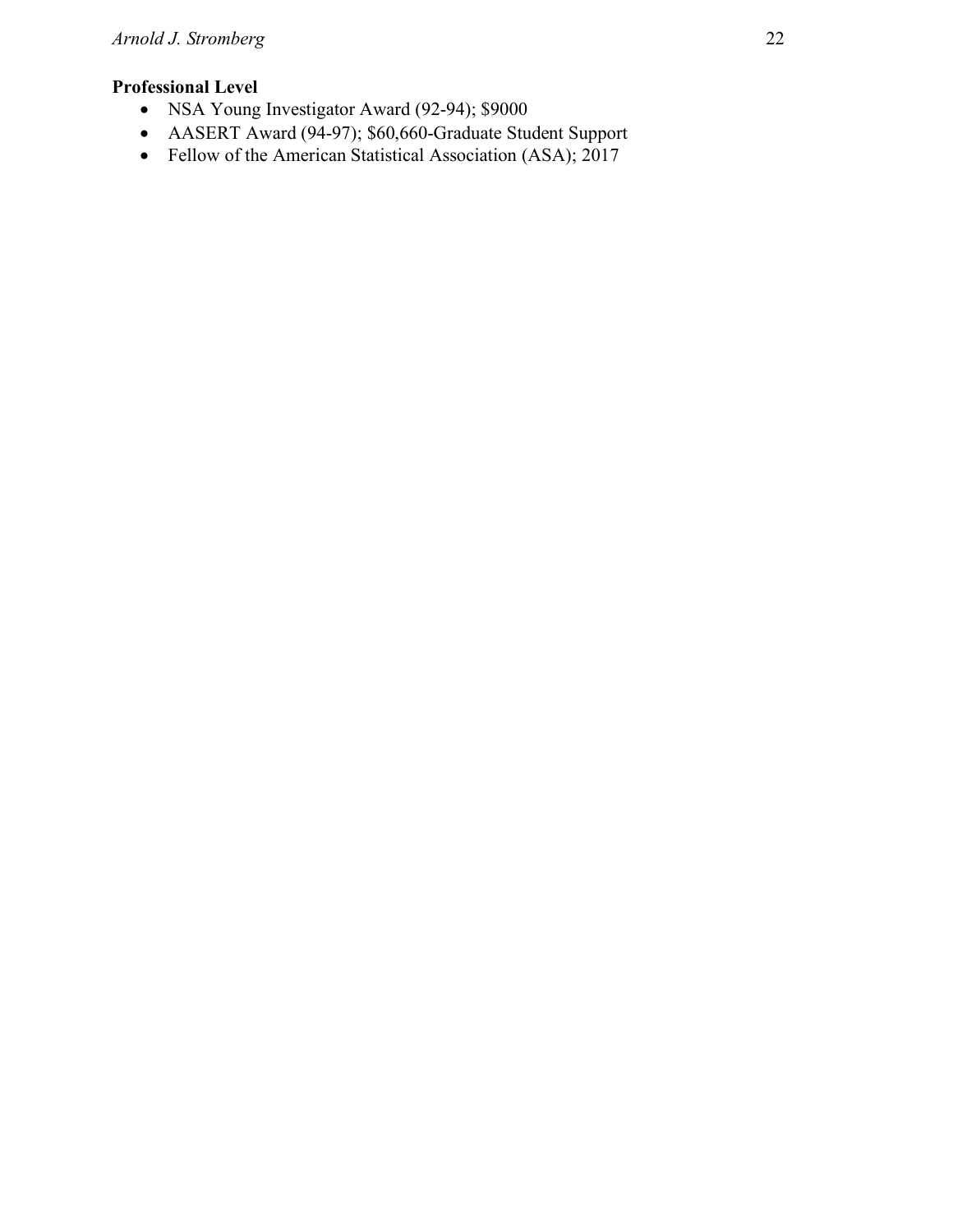**Professional Level**

- NSA Young Investigator Award (92-94); $9000
- AASERT Award (94-97); $60,660-Graduate Student Support
- Fellow of the American Statistical Association (ASA); 2017